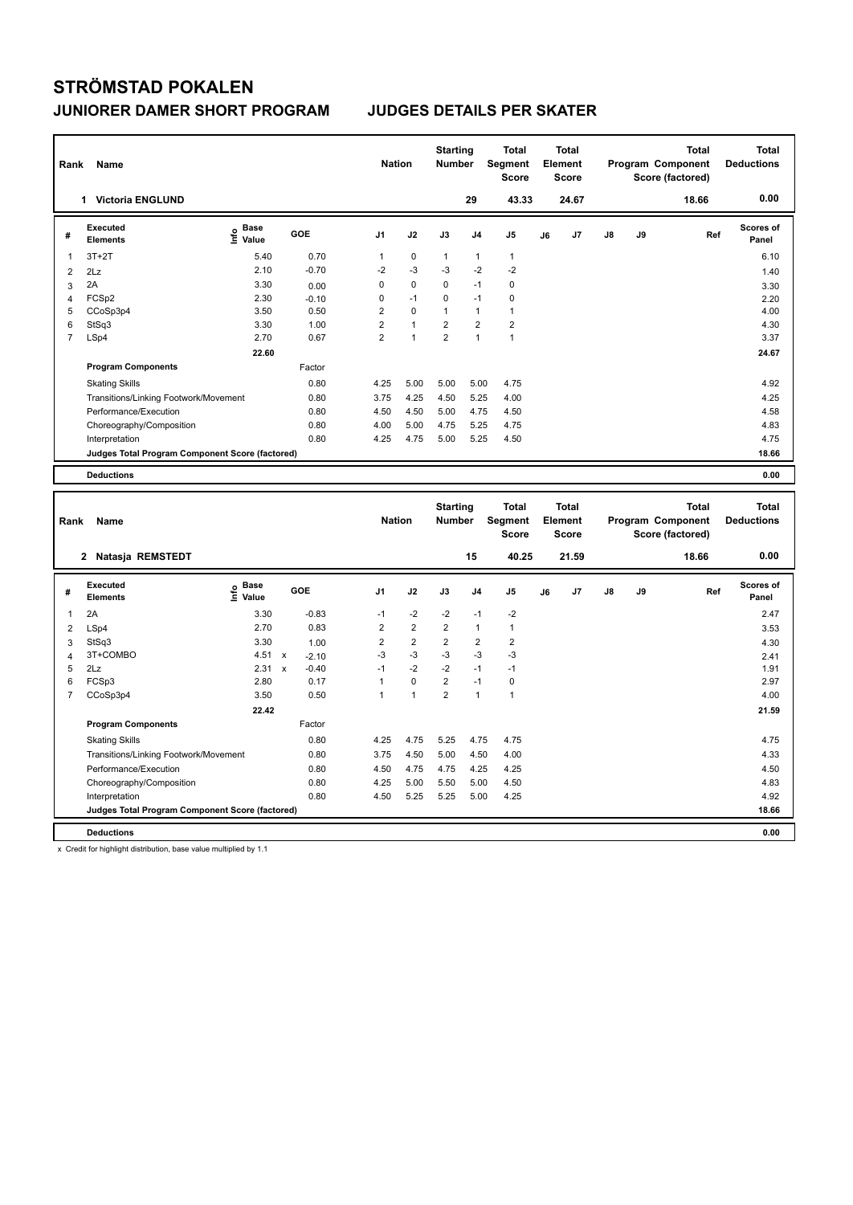# STRÖMSTAD POKALEN

## JUNIORER DAMER SHORT PROGRAM JUDGES DETAILS PER SKATER

| Rank | Name | Nation | Starting Number | Total Segment Score | Total Element Score | Total Program Component Score (factored) | Total Deductions |
|---|---|---|---|---|---|---|---|
| 1 | Victoria ENGLUND | | 29 | 43.33 | 24.67 | 18.66 | 0.00 |

| # | Executed Elements | Info | Base Value | GOE | J1 | J2 | J3 | J4 | J5 | J6 | J7 | J8 | J9 | Ref | Scores of Panel |
|---|---|---|---|---|---|---|---|---|---|---|---|---|---|---|---|
| 1 | 3T+2T | | 5.40 | 0.70 | 1 | 0 | 1 | 1 | 1 | | | | | | 6.10 |
| 2 | 2Lz | | 2.10 | -0.70 | -2 | -3 | -3 | -2 | -2 | | | | | | 1.40 |
| 3 | 2A | | 3.30 | 0.00 | 0 | 0 | 0 | -1 | 0 | | | | | | 3.30 |
| 4 | FCSp2 | | 2.30 | -0.10 | 0 | -1 | 0 | -1 | 0 | | | | | | 2.20 |
| 5 | CCoSp3p4 | | 3.50 | 0.50 | 2 | 0 | 1 | 1 | 1 | | | | | | 4.00 |
| 6 | StSq3 | | 3.30 | 1.00 | 2 | 1 | 2 | 2 | 2 | | | | | | 4.30 |
| 7 | LSp4 | | 2.70 | 0.67 | 2 | 1 | 2 | 1 | 1 | | | | | | 3.37 |
| | | | 22.60 | | | | | | | | | | | | 24.67 |
| | **Program Components** | | | Factor | | | | | | | | | | | |
| | Skating Skills | | | 0.80 | 4.25 | 5.00 | 5.00 | 5.00 | 4.75 | | | | | | 4.92 |
| | Transitions/Linking Footwork/Movement | | | 0.80 | 3.75 | 4.25 | 4.50 | 5.25 | 4.00 | | | | | | 4.25 |
| | Performance/Execution | | | 0.80 | 4.50 | 4.50 | 5.00 | 4.75 | 4.50 | | | | | | 4.58 |
| | Choreography/Composition | | | 0.80 | 4.00 | 5.00 | 4.75 | 5.25 | 4.75 | | | | | | 4.83 |
| | Interpretation | | | 0.80 | 4.25 | 4.75 | 5.00 | 5.25 | 4.50 | | | | | | 4.75 |
| | **Judges Total Program Component Score (factored)** | | | | | | | | | | | | | | 18.66 |
| | **Deductions** | | | | | | | | | | | | | | 0.00 |

| Rank | Name | Nation | Starting Number | Total Segment Score | Total Element Score | Total Program Component Score (factored) | Total Deductions |
|---|---|---|---|---|---|---|---|
| 2 | Natasja REMSTEDT | | 15 | 40.25 | 21.59 | 18.66 | 0.00 |

| # | Executed Elements | Info | Base Value | GOE | J1 | J2 | J3 | J4 | J5 | J6 | J7 | J8 | J9 | Ref | Scores of Panel |
|---|---|---|---|---|---|---|---|---|---|---|---|---|---|---|---|
| 1 | 2A | | 3.30 | -0.83 | -1 | -2 | -2 | -1 | -2 | | | | | | 2.47 |
| 2 | LSp4 | | 2.70 | 0.83 | 2 | 2 | 2 | 1 | 1 | | | | | | 3.53 |
| 3 | StSq3 | | 3.30 | 1.00 | 2 | 2 | 2 | 2 | 2 | | | | | | 4.30 |
| 4 | 3T+COMBO | | 4.51 x | -2.10 | -3 | -3 | -3 | -3 | -3 | | | | | | 2.41 |
| 5 | 2Lz | | 2.31 x | -0.40 | -1 | -2 | -2 | -1 | -1 | | | | | | 1.91 |
| 6 | FCSp3 | | 2.80 | 0.17 | 1 | 0 | 2 | -1 | 0 | | | | | | 2.97 |
| 7 | CCoSp3p4 | | 3.50 | 0.50 | 1 | 1 | 2 | 1 | 1 | | | | | | 4.00 |
| | | | 22.42 | | | | | | | | | | | | 21.59 |
| | **Program Components** | | | Factor | | | | | | | | | | | |
| | Skating Skills | | | 0.80 | 4.25 | 4.75 | 5.25 | 4.75 | 4.75 | | | | | | 4.75 |
| | Transitions/Linking Footwork/Movement | | | 0.80 | 3.75 | 4.50 | 5.00 | 4.50 | 4.00 | | | | | | 4.33 |
| | Performance/Execution | | | 0.80 | 4.50 | 4.75 | 4.75 | 4.25 | 4.25 | | | | | | 4.50 |
| | Choreography/Composition | | | 0.80 | 4.25 | 5.00 | 5.50 | 5.00 | 4.50 | | | | | | 4.83 |
| | Interpretation | | | 0.80 | 4.50 | 5.25 | 5.25 | 5.00 | 4.25 | | | | | | 4.92 |
| | **Judges Total Program Component Score (factored)** | | | | | | | | | | | | | | 18.66 |
| | **Deductions** | | | | | | | | | | | | | | 0.00 |

x Credit for highlight distribution, base value multiplied by 1.1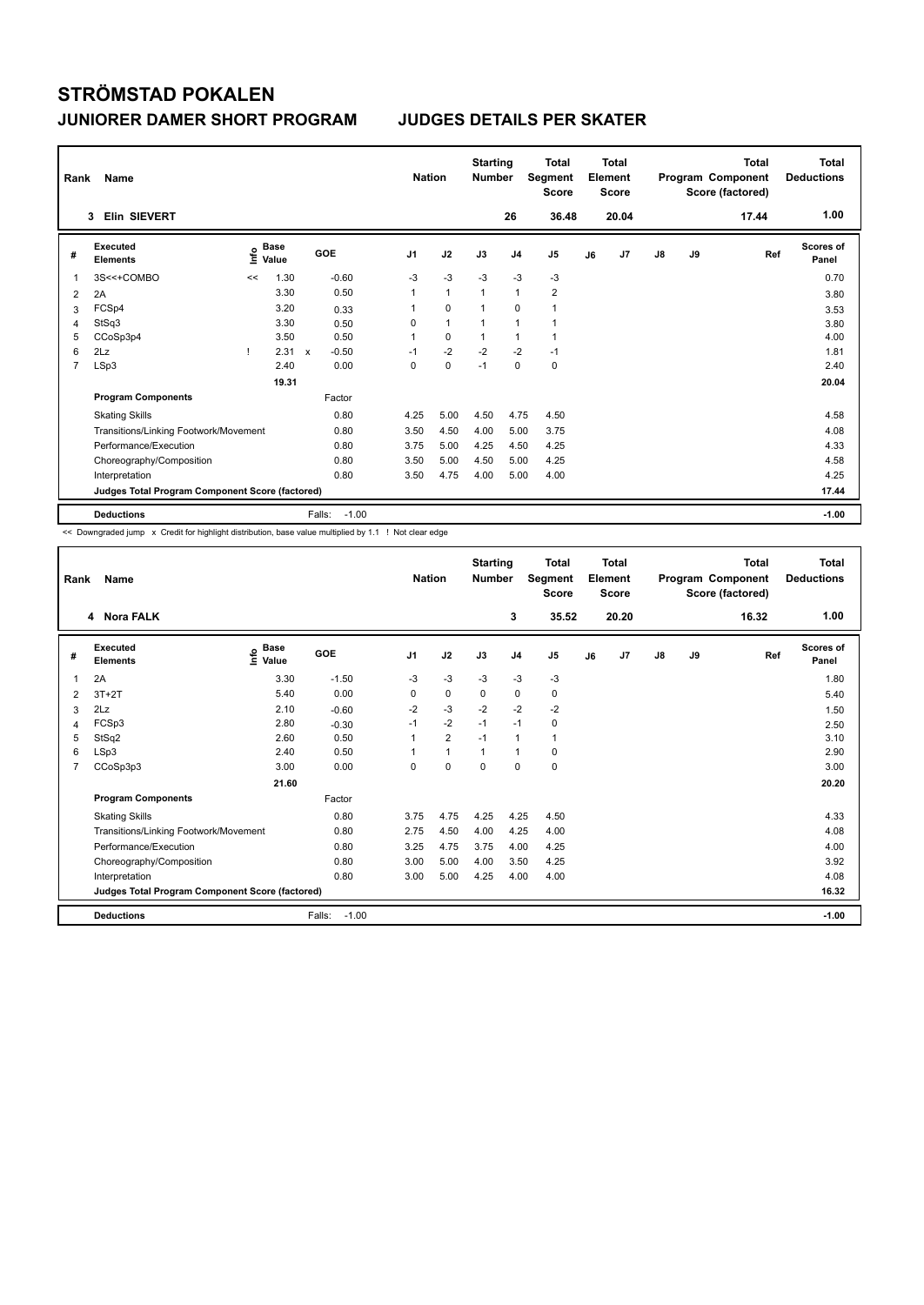# STRÖMSTAD POKALEN

## JUNIORER DAMER SHORT PROGRAM    JUDGES DETAILS PER SKATER

| Rank | Name | Nation | Starting Number | Total Segment Score | Total Element Score | Total Program Component Score (factored) | Total Deductions |
|---|---|---|---|---|---|---|---|
| 3 | Elin SIEVERT | | 26 | 36.48 | 20.04 | 17.44 | 1.00 |

| # | Executed Elements | Info | Base Value | | GOE | J1 | J2 | J3 | J4 | J5 | J6 | J7 | J8 | J9 | Ref | Scores of Panel |
|---|---|---|---|---|---|---|---|---|---|---|---|---|---|---|---|---|
| 1 | 3S<<+COMBO | << | 1.30 | | -0.60 | -3 | -3 | -3 | -3 | -3 | | | | | | 0.70 |
| 2 | 2A | | 3.30 | | 0.50 | 1 | 1 | 1 | 1 | 2 | | | | | | 3.80 |
| 3 | FCSp4 | | 3.20 | | 0.33 | 1 | 0 | 1 | 0 | 1 | | | | | | 3.53 |
| 4 | StSq3 | | 3.30 | | 0.50 | 0 | 1 | 1 | 1 | 1 | | | | | | 3.80 |
| 5 | CCoSp3p4 | | 3.50 | | 0.50 | 1 | 0 | 1 | 1 | 1 | | | | | | 4.00 |
| 6 | 2Lz | ! | 2.31 | x | -0.50 | -1 | -2 | -2 | -2 | -1 | | | | | | 1.81 |
| 7 | LSp3 | | 2.40 | | 0.00 | 0 | 0 | -1 | 0 | 0 | | | | | | 2.40 |
| | | | 19.31 | | | | | | | | | | | | | 20.04 |
| | **Program Components** | | | | Factor | | | | | | | | | | | |
| | Skating Skills | | | | 0.80 | 4.25 | 5.00 | 4.50 | 4.75 | 4.50 | | | | | | 4.58 |
| | Transitions/Linking Footwork/Movement | | | | 0.80 | 3.50 | 4.50 | 4.00 | 5.00 | 3.75 | | | | | | 4.08 |
| | Performance/Execution | | | | 0.80 | 3.75 | 5.00 | 4.25 | 4.50 | 4.25 | | | | | | 4.33 |
| | Choreography/Composition | | | | 0.80 | 3.50 | 5.00 | 4.50 | 5.00 | 4.25 | | | | | | 4.58 |
| | Interpretation | | | | 0.80 | 3.50 | 4.75 | 4.00 | 5.00 | 4.00 | | | | | | 4.25 |
| | **Judges Total Program Component Score (factored)** | | | | | | | | | | | | | | | 17.44 |
| | **Deductions** | | | | Falls: -1.00 | | | | | | | | | | | -1.00 |

<< Downgraded jump x Credit for highlight distribution, base value multiplied by 1.1 ! Not clear edge

| Rank | Name | Nation | Starting Number | Total Segment Score | Total Element Score | Total Program Component Score (factored) | Total Deductions |
|---|---|---|---|---|---|---|---|
| 4 | Nora FALK | | 3 | 35.52 | 20.20 | 16.32 | 1.00 |

| # | Executed Elements | Info | Base Value | GOE | J1 | J2 | J3 | J4 | J5 | J6 | J7 | J8 | J9 | Ref | Scores of Panel |
|---|---|---|---|---|---|---|---|---|---|---|---|---|---|---|---|
| 1 | 2A | | 3.30 | -1.50 | -3 | -3 | -3 | -3 | -3 | | | | | | 1.80 |
| 2 | 3T+2T | | 5.40 | 0.00 | 0 | 0 | 0 | 0 | 0 | | | | | | 5.40 |
| 3 | 2Lz | | 2.10 | -0.60 | -2 | -3 | -2 | -2 | -2 | | | | | | 1.50 |
| 4 | FCSp3 | | 2.80 | -0.30 | -1 | -2 | -1 | -1 | 0 | | | | | | 2.50 |
| 5 | StSq2 | | 2.60 | 0.50 | 1 | 2 | -1 | 1 | 1 | | | | | | 3.10 |
| 6 | LSp3 | | 2.40 | 0.50 | 1 | 1 | 1 | 1 | 0 | | | | | | 2.90 |
| 7 | CCoSp3p3 | | 3.00 | 0.00 | 0 | 0 | 0 | 0 | 0 | | | | | | 3.00 |
| | | | 21.60 | | | | | | | | | | | | 20.20 |
| | **Program Components** | | | Factor | | | | | | | | | | | |
| | Skating Skills | | | 0.80 | 3.75 | 4.75 | 4.25 | 4.25 | 4.50 | | | | | | 4.33 |
| | Transitions/Linking Footwork/Movement | | | 0.80 | 2.75 | 4.50 | 4.00 | 4.25 | 4.00 | | | | | | 4.08 |
| | Performance/Execution | | | 0.80 | 3.25 | 4.75 | 3.75 | 4.00 | 4.25 | | | | | | 4.00 |
| | Choreography/Composition | | | 0.80 | 3.00 | 5.00 | 4.00 | 3.50 | 4.25 | | | | | | 3.92 |
| | Interpretation | | | 0.80 | 3.00 | 5.00 | 4.25 | 4.00 | 4.00 | | | | | | 4.08 |
| | **Judges Total Program Component Score (factored)** | | | | | | | | | | | | | | 16.32 |
| | **Deductions** | | | Falls: -1.00 | | | | | | | | | | | -1.00 |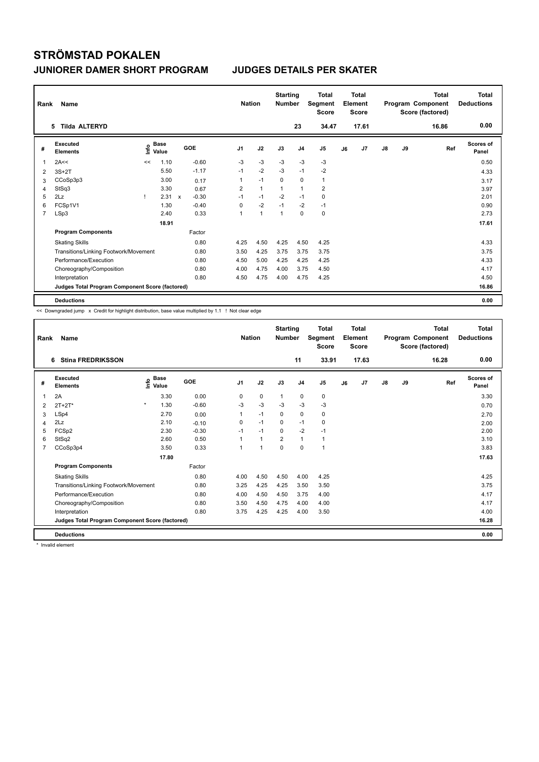# STRÖMSTAD POKALEN

## JUNIORER DAMER SHORT PROGRAM　　JUDGES DETAILS PER SKATER

| Rank | Name | Nation | Starting Number | Total Segment Score | Total Element Score | Total Program Component Score (factored) | Total Deductions |
|---|---|---|---|---|---|---|---|
| 5 | Tilda ALTERYD | | 23 | 34.47 | 17.61 | 16.86 | 0.00 |

| # | Executed Elements | Info | Base Value | | GOE | J1 | J2 | J3 | J4 | J5 | J6 | J7 | J8 | J9 | Ref | Scores of Panel |
|---|---|---|---|---|---|---|---|---|---|---|---|---|---|---|---|---|
| 1 | 2A<< | << | 1.10 | | -0.60 | -3 | -3 | -3 | -3 | -3 | | | | | | 0.50 |
| 2 | 3S+2T | | 5.50 | | -1.17 | -1 | -2 | -3 | -1 | -2 | | | | | | 4.33 |
| 3 | CCoSp3p3 | | 3.00 | | 0.17 | 1 | -1 | 0 | 0 | 1 | | | | | | 3.17 |
| 4 | StSq3 | | 3.30 | | 0.67 | 2 | 1 | 1 | 1 | 2 | | | | | | 3.97 |
| 5 | 2Lz | ! | 2.31 | x | -0.30 | -1 | -1 | -2 | -1 | 0 | | | | | | 2.01 |
| 6 | FCSp1V1 | | 1.30 | | -0.40 | 0 | -2 | -1 | -2 | -1 | | | | | | 0.90 |
| 7 | LSp3 | | 2.40 | | 0.33 | 1 | 1 | 1 | 0 | 0 | | | | | | 2.73 |
| | | | 18.91 | | | | | | | | | | | | | 17.61 |
| | **Program Components** | | | | Factor | | | | | | | | | | | |
| | Skating Skills | | | | 0.80 | 4.25 | 4.50 | 4.25 | 4.50 | 4.25 | | | | | | 4.33 |
| | Transitions/Linking Footwork/Movement | | | | 0.80 | 3.50 | 4.25 | 3.75 | 3.75 | 3.75 | | | | | | 3.75 |
| | Performance/Execution | | | | 0.80 | 4.50 | 5.00 | 4.25 | 4.25 | 4.25 | | | | | | 4.33 |
| | Choreography/Composition | | | | 0.80 | 4.00 | 4.75 | 4.00 | 3.75 | 4.50 | | | | | | 4.17 |
| | Interpretation | | | | 0.80 | 4.50 | 4.75 | 4.00 | 4.75 | 4.25 | | | | | | 4.50 |
| | **Judges Total Program Component Score (factored)** | | | | | | | | | | | | | | | 16.86 |
| | **Deductions** | | | | | | | | | | | | | | | 0.00 |

<< Downgraded jump x Credit for highlight distribution, base value multiplied by 1.1 ! Not clear edge

| Rank | Name | Nation | Starting Number | Total Segment Score | Total Element Score | Total Program Component Score (factored) | Total Deductions |
|---|---|---|---|---|---|---|---|
| 6 | Stina FREDRIKSSON | | 11 | 33.91 | 17.63 | 16.28 | 0.00 |

| # | Executed Elements | Info | Base Value | GOE | J1 | J2 | J3 | J4 | J5 | J6 | J7 | J8 | J9 | Ref | Scores of Panel |
|---|---|---|---|---|---|---|---|---|---|---|---|---|---|---|---|
| 1 | 2A | | 3.30 | 0.00 | 0 | 0 | 1 | 0 | 0 | | | | | | 3.30 |
| 2 | 2T+2T* | * | 1.30 | -0.60 | -3 | -3 | -3 | -3 | -3 | | | | | | 0.70 |
| 3 | LSp4 | | 2.70 | 0.00 | 1 | -1 | 0 | 0 | 0 | | | | | | 2.70 |
| 4 | 2Lz | | 2.10 | -0.10 | 0 | -1 | 0 | -1 | 0 | | | | | | 2.00 |
| 5 | FCSp2 | | 2.30 | -0.30 | -1 | -1 | 0 | -2 | -1 | | | | | | 2.00 |
| 6 | StSq2 | | 2.60 | 0.50 | 1 | 1 | 2 | 1 | 1 | | | | | | 3.10 |
| 7 | CCoSp3p4 | | 3.50 | 0.33 | 1 | 1 | 0 | 0 | 1 | | | | | | 3.83 |
| | | | 17.80 | | | | | | | | | | | | 17.63 |
| | **Program Components** | | | Factor | | | | | | | | | | | |
| | Skating Skills | | | 0.80 | 4.00 | 4.50 | 4.50 | 4.00 | 4.25 | | | | | | 4.25 |
| | Transitions/Linking Footwork/Movement | | | 0.80 | 3.25 | 4.25 | 4.25 | 3.50 | 3.50 | | | | | | 3.75 |
| | Performance/Execution | | | 0.80 | 4.00 | 4.50 | 4.50 | 3.75 | 4.00 | | | | | | 4.17 |
| | Choreography/Composition | | | 0.80 | 3.50 | 4.50 | 4.75 | 4.00 | 4.00 | | | | | | 4.17 |
| | Interpretation | | | 0.80 | 3.75 | 4.25 | 4.25 | 4.00 | 3.50 | | | | | | 4.00 |
| | **Judges Total Program Component Score (factored)** | | | | | | | | | | | | | | 16.28 |
| | **Deductions** | | | | | | | | | | | | | | 0.00 |

\* Invalid element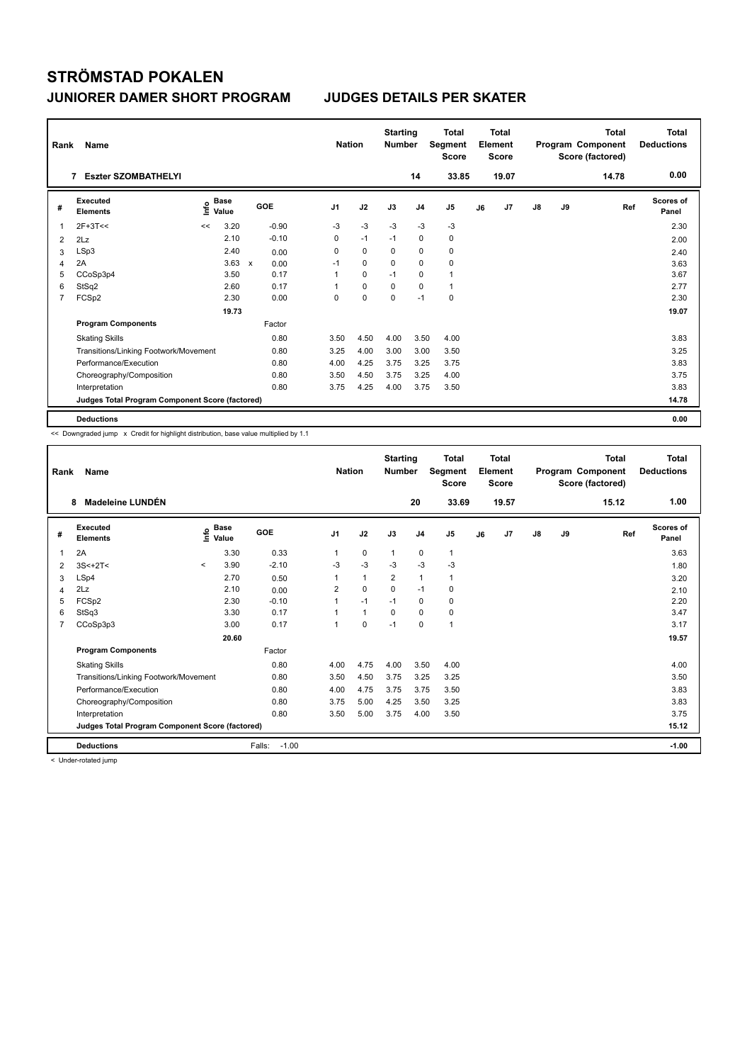# STRÖMSTAD POKALEN

## JUNIORER DAMER SHORT PROGRAM　　　JUDGES DETAILS PER SKATER

| Rank | Name | Nation | Starting Number | Total Segment Score | Total Element Score | Total Program Component Score (factored) | Total Deductions |
|---|---|---|---|---|---|---|---|
| 7 | Eszter SZOMBATHELYI | | 14 | 33.85 | 19.07 | 14.78 | 0.00 |

| # | Executed Elements | Info | Base Value | | GOE | J1 | J2 | J3 | J4 | J5 | J6 | J7 | J8 | J9 | Ref | Scores of Panel |
|---|---|---|---|---|---|---|---|---|---|---|---|---|---|---|---|---|
| 1 | 2F+3T<< | << | 3.20 | | -0.90 | -3 | -3 | -3 | -3 | -3 | | | | | | 2.30 |
| 2 | 2Lz | | 2.10 | | -0.10 | 0 | -1 | -1 | 0 | 0 | | | | | | 2.00 |
| 3 | LSp3 | | 2.40 | | 0.00 | 0 | 0 | 0 | 0 | 0 | | | | | | 2.40 |
| 4 | 2A | | 3.63 | x | 0.00 | -1 | 0 | 0 | 0 | 0 | | | | | | 3.63 |
| 5 | CCoSp3p4 | | 3.50 | | 0.17 | 1 | 0 | -1 | 0 | 1 | | | | | | 3.67 |
| 6 | StSq2 | | 2.60 | | 0.17 | 1 | 0 | 0 | 0 | 1 | | | | | | 2.77 |
| 7 | FCSp2 | | 2.30 | | 0.00 | 0 | 0 | 0 | -1 | 0 | | | | | | 2.30 |
| | | | 19.73 | | | | | | | | | | | | | 19.07 |
| | **Program Components** | | | | Factor | | | | | | | | | | | |
| | Skating Skills | | | | 0.80 | 3.50 | 4.50 | 4.00 | 3.50 | 4.00 | | | | | | 3.83 |
| | Transitions/Linking Footwork/Movement | | | | 0.80 | 3.25 | 4.00 | 3.00 | 3.00 | 3.50 | | | | | | 3.25 |
| | Performance/Execution | | | | 0.80 | 4.00 | 4.25 | 3.75 | 3.25 | 3.75 | | | | | | 3.83 |
| | Choreography/Composition | | | | 0.80 | 3.50 | 4.50 | 3.75 | 3.25 | 4.00 | | | | | | 3.75 |
| | Interpretation | | | | 0.80 | 3.75 | 4.25 | 4.00 | 3.75 | 3.50 | | | | | | 3.83 |
| | **Judges Total Program Component Score (factored)** | | | | | | | | | | | | | | | 14.78 |
| | **Deductions** | | | | | | | | | | | | | | | 0.00 |

<< Downgraded jump　x Credit for highlight distribution, base value multiplied by 1.1

| Rank | Name | Nation | Starting Number | Total Segment Score | Total Element Score | Total Program Component Score (factored) | Total Deductions |
|---|---|---|---|---|---|---|---|
| 8 | Madeleine LUNDÉN | | 20 | 33.69 | 19.57 | 15.12 | 1.00 |

| # | Executed Elements | Info | Base Value | GOE | J1 | J2 | J3 | J4 | J5 | J6 | J7 | J8 | J9 | Ref | Scores of Panel |
|---|---|---|---|---|---|---|---|---|---|---|---|---|---|---|---|
| 1 | 2A | | 3.30 | 0.33 | 1 | 0 | 1 | 0 | 1 | | | | | | 3.63 |
| 2 | 3S<+2T< | < | 3.90 | -2.10 | -3 | -3 | -3 | -3 | -3 | | | | | | 1.80 |
| 3 | LSp4 | | 2.70 | 0.50 | 1 | 1 | 2 | 1 | 1 | | | | | | 3.20 |
| 4 | 2Lz | | 2.10 | 0.00 | 2 | 0 | 0 | -1 | 0 | | | | | | 2.10 |
| 5 | FCSp2 | | 2.30 | -0.10 | 1 | -1 | -1 | 0 | 0 | | | | | | 2.20 |
| 6 | StSq3 | | 3.30 | 0.17 | 1 | 1 | 0 | 0 | 0 | | | | | | 3.47 |
| 7 | CCoSp3p3 | | 3.00 | 0.17 | 1 | 0 | -1 | 0 | 1 | | | | | | 3.17 |
| | | | 20.60 | | | | | | | | | | | | 19.57 |
| | **Program Components** | | | Factor | | | | | | | | | | | |
| | Skating Skills | | | 0.80 | 4.00 | 4.75 | 4.00 | 3.50 | 4.00 | | | | | | 4.00 |
| | Transitions/Linking Footwork/Movement | | | 0.80 | 3.50 | 4.50 | 3.75 | 3.25 | 3.25 | | | | | | 3.50 |
| | Performance/Execution | | | 0.80 | 4.00 | 4.75 | 3.75 | 3.75 | 3.50 | | | | | | 3.83 |
| | Choreography/Composition | | | 0.80 | 3.75 | 5.00 | 4.25 | 3.50 | 3.25 | | | | | | 3.83 |
| | Interpretation | | | 0.80 | 3.50 | 5.00 | 3.75 | 4.00 | 3.50 | | | | | | 3.75 |
| | **Judges Total Program Component Score (factored)** | | | | | | | | | | | | | | 15.12 |
| | **Deductions** | | | Falls: -1.00 | | | | | | | | | | | -1.00 |

< Under-rotated jump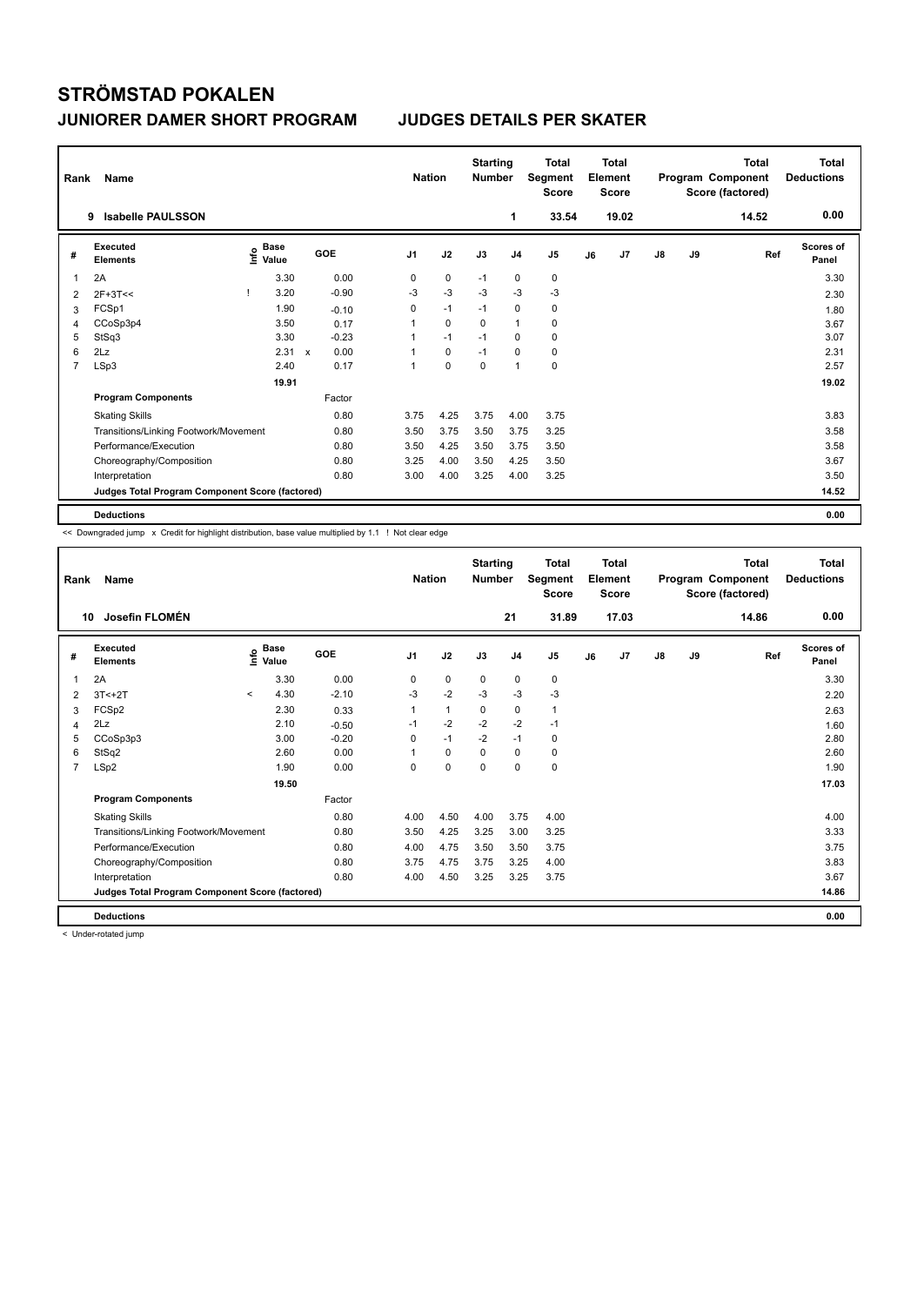# STRÖMSTAD POKALEN

## JUNIORER DAMER SHORT PROGRAM — JUDGES DETAILS PER SKATER

| Rank | Name | Nation | Starting Number | Total Segment Score | Total Element Score | Total Program Component Score (factored) | Total Deductions |
|---|---|---|---|---|---|---|---|
| 9 | Isabelle PAULSSON | | 1 | 33.54 | 19.02 | 14.52 | 0.00 |

| # | Executed Elements | Info | Base Value | | GOE | J1 | J2 | J3 | J4 | J5 | J6 | J7 | J8 | J9 | Ref | Scores of Panel |
|---|---|---|---|---|---|---|---|---|---|---|---|---|---|---|---|---|
| 1 | 2A | | 3.30 | | 0.00 | 0 | 0 | -1 | 0 | 0 | | | | | | 3.30 |
| 2 | 2F+3T<< | ! | 3.20 | | -0.90 | -3 | -3 | -3 | -3 | -3 | | | | | | 2.30 |
| 3 | FCSp1 | | 1.90 | | -0.10 | 0 | -1 | -1 | 0 | 0 | | | | | | 1.80 |
| 4 | CCoSp3p4 | | 3.50 | | 0.17 | 1 | 0 | 0 | 1 | 0 | | | | | | 3.67 |
| 5 | StSq3 | | 3.30 | | -0.23 | 1 | -1 | -1 | 0 | 0 | | | | | | 3.07 |
| 6 | 2Lz | | 2.31 | x | 0.00 | 1 | 0 | -1 | 0 | 0 | | | | | | 2.31 |
| 7 | LSp3 | | 2.40 | | 0.17 | 1 | 0 | 0 | 1 | 0 | | | | | | 2.57 |
| | | | 19.91 | | | | | | | | | | | | | 19.02 |
| | **Program Components** | | | | Factor | | | | | | | | | | | |
| | Skating Skills | | | | 0.80 | 3.75 | 4.25 | 3.75 | 4.00 | 3.75 | | | | | | 3.83 |
| | Transitions/Linking Footwork/Movement | | | | 0.80 | 3.50 | 3.75 | 3.50 | 3.75 | 3.25 | | | | | | 3.58 |
| | Performance/Execution | | | | 0.80 | 3.50 | 4.25 | 3.50 | 3.75 | 3.50 | | | | | | 3.58 |
| | Choreography/Composition | | | | 0.80 | 3.25 | 4.00 | 3.50 | 4.25 | 3.50 | | | | | | 3.67 |
| | Interpretation | | | | 0.80 | 3.00 | 4.00 | 3.25 | 4.00 | 3.25 | | | | | | 3.50 |
| | **Judges Total Program Component Score (factored)** | | | | | | | | | | | | | | | 14.52 |
| | **Deductions** | | | | | | | | | | | | | | | 0.00 |

<< Downgraded jump x Credit for highlight distribution, base value multiplied by 1.1 ! Not clear edge

| Rank | Name | Nation | Starting Number | Total Segment Score | Total Element Score | Total Program Component Score (factored) | Total Deductions |
|---|---|---|---|---|---|---|---|
| 10 | Josefin FLOMÉN | | 21 | 31.89 | 17.03 | 14.86 | 0.00 |

| # | Executed Elements | Info | Base Value | GOE | J1 | J2 | J3 | J4 | J5 | J6 | J7 | J8 | J9 | Ref | Scores of Panel |
|---|---|---|---|---|---|---|---|---|---|---|---|---|---|---|---|
| 1 | 2A | | 3.30 | 0.00 | 0 | 0 | 0 | 0 | 0 | | | | | | 3.30 |
| 2 | 3T<+2T | < | 4.30 | -2.10 | -3 | -2 | -3 | -3 | -3 | | | | | | 2.20 |
| 3 | FCSp2 | | 2.30 | 0.33 | 1 | 1 | 0 | 0 | 1 | | | | | | 2.63 |
| 4 | 2Lz | | 2.10 | -0.50 | -1 | -2 | -2 | -2 | -1 | | | | | | 1.60 |
| 5 | CCoSp3p3 | | 3.00 | -0.20 | 0 | -1 | -2 | -1 | 0 | | | | | | 2.80 |
| 6 | StSq2 | | 2.60 | 0.00 | 1 | 0 | 0 | 0 | 0 | | | | | | 2.60 |
| 7 | LSp2 | | 1.90 | 0.00 | 0 | 0 | 0 | 0 | 0 | | | | | | 1.90 |
| | | | 19.50 | | | | | | | | | | | | 17.03 |
| | **Program Components** | | | Factor | | | | | | | | | | | |
| | Skating Skills | | | 0.80 | 4.00 | 4.50 | 4.00 | 3.75 | 4.00 | | | | | | 4.00 |
| | Transitions/Linking Footwork/Movement | | | 0.80 | 3.50 | 4.25 | 3.25 | 3.00 | 3.25 | | | | | | 3.33 |
| | Performance/Execution | | | 0.80 | 4.00 | 4.75 | 3.50 | 3.50 | 3.75 | | | | | | 3.75 |
| | Choreography/Composition | | | 0.80 | 3.75 | 4.75 | 3.75 | 3.25 | 4.00 | | | | | | 3.83 |
| | Interpretation | | | 0.80 | 4.00 | 4.50 | 3.25 | 3.25 | 3.75 | | | | | | 3.67 |
| | **Judges Total Program Component Score (factored)** | | | | | | | | | | | | | | 14.86 |
| | **Deductions** | | | | | | | | | | | | | | 0.00 |

< Under-rotated jump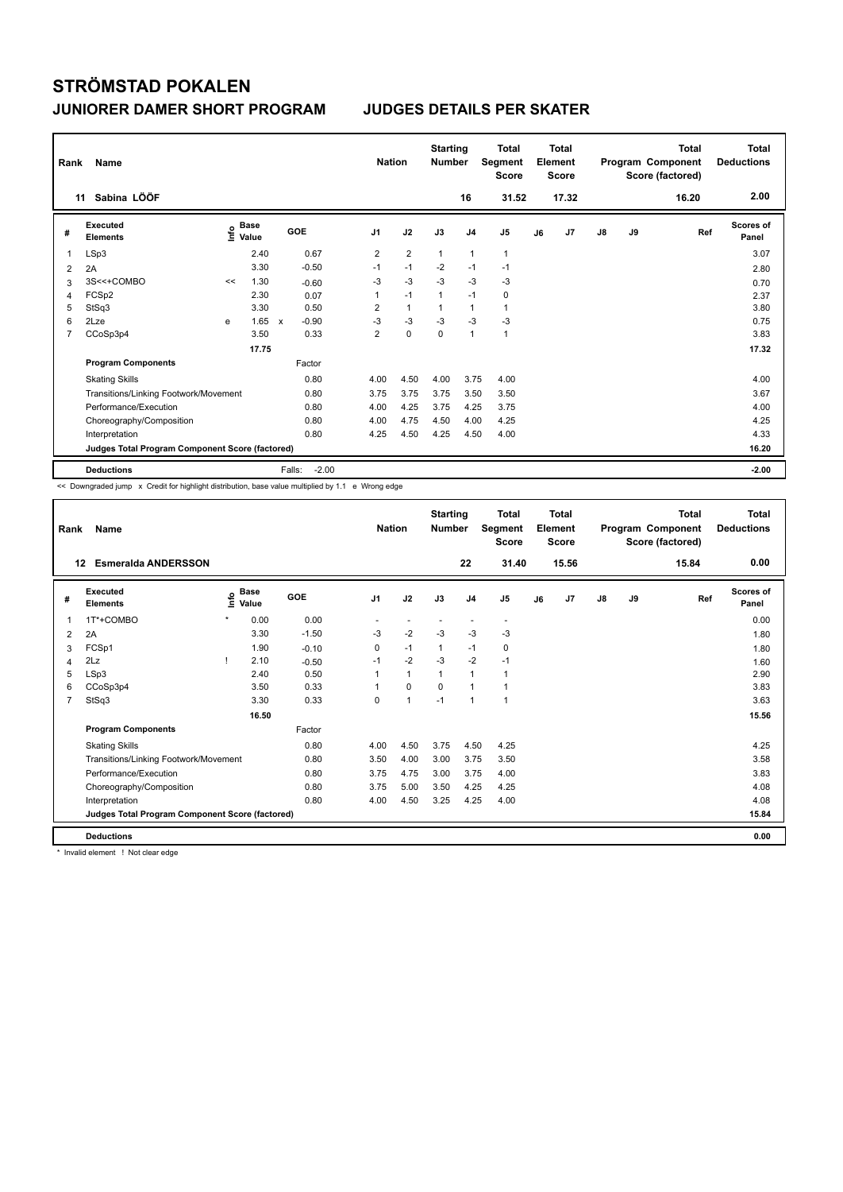# STRÖMSTAD POKALEN

## JUNIORER DAMER SHORT PROGRAM JUDGES DETAILS PER SKATER

| Rank | Name | Nation | Starting Number | Total Segment Score | Total Element Score | Total Program Component Score (factored) | Total Deductions |
|---|---|---|---|---|---|---|---|
| 11 | Sabina LÖÖF | | 16 | 31.52 | 17.32 | 16.20 | 2.00 |

| # | Executed Elements | Info | Base Value | | GOE | J1 | J2 | J3 | J4 | J5 | J6 | J7 | J8 | J9 | Ref | Scores of Panel |
|---|---|---|---|---|---|---|---|---|---|---|---|---|---|---|---|---|
| 1 | LSp3 | | 2.40 | | 0.67 | 2 | 2 | 1 | 1 | 1 | | | | | | 3.07 |
| 2 | 2A | | 3.30 | | -0.50 | -1 | -1 | -2 | -1 | -1 | | | | | | 2.80 |
| 3 | 3S<<+COMBO | << | 1.30 | | -0.60 | -3 | -3 | -3 | -3 | -3 | | | | | | 0.70 |
| 4 | FCSp2 | | 2.30 | | 0.07 | 1 | -1 | 1 | -1 | 0 | | | | | | 2.37 |
| 5 | StSq3 | | 3.30 | | 0.50 | 2 | 1 | 1 | 1 | 1 | | | | | | 3.80 |
| 6 | 2Lze | e | 1.65 | x | -0.90 | -3 | -3 | -3 | -3 | -3 | | | | | | 0.75 |
| 7 | CCoSp3p4 | | 3.50 | | 0.33 | 2 | 0 | 0 | 1 | 1 | | | | | | 3.83 |
| | | | 17.75 | | | | | | | | | | | | | 17.32 |
| | **Program Components** | | | | Factor | | | | | | | | | | | |
| | Skating Skills | | | | 0.80 | 4.00 | 4.50 | 4.00 | 3.75 | 4.00 | | | | | | 4.00 |
| | Transitions/Linking Footwork/Movement | | | | 0.80 | 3.75 | 3.75 | 3.75 | 3.50 | 3.50 | | | | | | 3.67 |
| | Performance/Execution | | | | 0.80 | 4.00 | 4.25 | 3.75 | 4.25 | 3.75 | | | | | | 4.00 |
| | Choreography/Composition | | | | 0.80 | 4.00 | 4.75 | 4.50 | 4.00 | 4.25 | | | | | | 4.25 |
| | Interpretation | | | | 0.80 | 4.25 | 4.50 | 4.25 | 4.50 | 4.00 | | | | | | 4.33 |
| | **Judges Total Program Component Score (factored)** | | | | | | | | | | | | | | | 16.20 |
| | **Deductions** | | | | Falls: -2.00 | | | | | | | | | | | -2.00 |

<< Downgraded jump x Credit for highlight distribution, base value multiplied by 1.1 e Wrong edge

| Rank | Name | Nation | Starting Number | Total Segment Score | Total Element Score | Total Program Component Score (factored) | Total Deductions |
|---|---|---|---|---|---|---|---|
| 12 | Esmeralda ANDERSSON | | 22 | 31.40 | 15.56 | 15.84 | 0.00 |

| # | Executed Elements | Info | Base Value | GOE | J1 | J2 | J3 | J4 | J5 | J6 | J7 | J8 | J9 | Ref | Scores of Panel |
|---|---|---|---|---|---|---|---|---|---|---|---|---|---|---|---|
| 1 | 1T*+COMBO | * | 0.00 | 0.00 | - | - | - | - | - | | | | | | 0.00 |
| 2 | 2A | | 3.30 | -1.50 | -3 | -2 | -3 | -3 | -3 | | | | | | 1.80 |
| 3 | FCSp1 | | 1.90 | -0.10 | 0 | -1 | 1 | -1 | 0 | | | | | | 1.80 |
| 4 | 2Lz | ! | 2.10 | -0.50 | -1 | -2 | -3 | -2 | -1 | | | | | | 1.60 |
| 5 | LSp3 | | 2.40 | 0.50 | 1 | 1 | 1 | 1 | 1 | | | | | | 2.90 |
| 6 | CCoSp3p4 | | 3.50 | 0.33 | 1 | 0 | 0 | 1 | 1 | | | | | | 3.83 |
| 7 | StSq3 | | 3.30 | 0.33 | 0 | 1 | -1 | 1 | 1 | | | | | | 3.63 |
| | | | 16.50 | | | | | | | | | | | | 15.56 |
| | **Program Components** | | | Factor | | | | | | | | | | | |
| | Skating Skills | | | 0.80 | 4.00 | 4.50 | 3.75 | 4.50 | 4.25 | | | | | | 4.25 |
| | Transitions/Linking Footwork/Movement | | | 0.80 | 3.50 | 4.00 | 3.00 | 3.75 | 3.50 | | | | | | 3.58 |
| | Performance/Execution | | | 0.80 | 3.75 | 4.75 | 3.00 | 3.75 | 4.00 | | | | | | 3.83 |
| | Choreography/Composition | | | 0.80 | 3.75 | 5.00 | 3.50 | 4.25 | 4.25 | | | | | | 4.08 |
| | Interpretation | | | 0.80 | 4.00 | 4.50 | 3.25 | 4.25 | 4.00 | | | | | | 4.08 |
| | **Judges Total Program Component Score (factored)** | | | | | | | | | | | | | | 15.84 |
| | **Deductions** | | | | | | | | | | | | | | 0.00 |

* Invalid element ! Not clear edge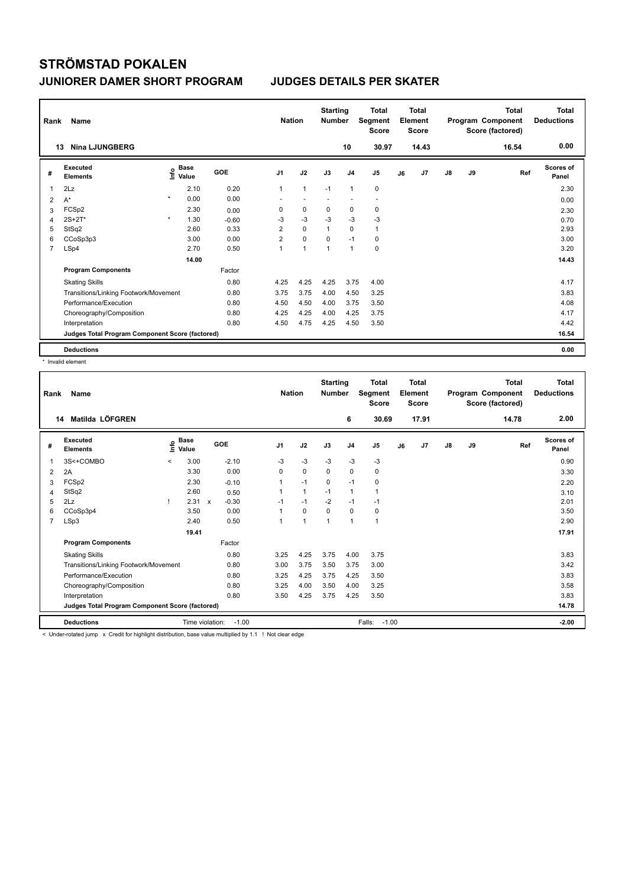# STRÖMSTAD POKALEN

## JUNIORER DAMER SHORT PROGRAM — JUDGES DETAILS PER SKATER

| Rank | Name | Nation | Starting Number | Total Segment Score | Total Element Score | Total Program Component Score (factored) | Total Deductions |
|---|---|---|---|---|---|---|---|
| 13 | Nina LJUNGBERG | | 10 | 30.97 | 14.43 | 16.54 | 0.00 |

| # | Executed Elements | Info | Base Value | GOE | J1 | J2 | J3 | J4 | J5 | J6 | J7 | J8 | J9 | Ref | Scores of Panel |
|---|---|---|---|---|---|---|---|---|---|---|---|---|---|---|---|
| 1 | 2Lz | | 2.10 | 0.20 | 1 | 1 | -1 | 1 | 0 | | | | | | 2.30 |
| 2 | A* | * | 0.00 | 0.00 | - | - | - | - | - | | | | | | 0.00 |
| 3 | FCSp2 | | 2.30 | 0.00 | 0 | 0 | 0 | 0 | 0 | | | | | | 2.30 |
| 4 | 2S+2T* | * | 1.30 | -0.60 | -3 | -3 | -3 | -3 | -3 | | | | | | 0.70 |
| 5 | StSq2 | | 2.60 | 0.33 | 2 | 0 | 1 | 0 | 1 | | | | | | 2.93 |
| 6 | CCoSp3p3 | | 3.00 | 0.00 | 2 | 0 | 0 | -1 | 0 | | | | | | 3.00 |
| 7 | LSp4 | | 2.70 | 0.50 | 1 | 1 | 1 | 1 | 0 | | | | | | 3.20 |
| | | | 14.00 | | | | | | | | | | | | 14.43 |
| | **Program Components** | | | Factor | | | | | | | | | | | |
| | Skating Skills | | | 0.80 | 4.25 | 4.25 | 4.25 | 3.75 | 4.00 | | | | | | 4.17 |
| | Transitions/Linking Footwork/Movement | | | 0.80 | 3.75 | 3.75 | 4.00 | 4.50 | 3.25 | | | | | | 3.83 |
| | Performance/Execution | | | 0.80 | 4.50 | 4.50 | 4.00 | 3.75 | 3.50 | | | | | | 4.08 |
| | Choreography/Composition | | | 0.80 | 4.25 | 4.25 | 4.00 | 4.25 | 3.75 | | | | | | 4.17 |
| | Interpretation | | | 0.80 | 4.50 | 4.75 | 4.25 | 4.50 | 3.50 | | | | | | 4.42 |
| | **Judges Total Program Component Score (factored)** | | | | | | | | | | | | | | 16.54 |
| | **Deductions** | | | | | | | | | | | | | | 0.00 |

\* Invalid element

| Rank | Name | Nation | Starting Number | Total Segment Score | Total Element Score | Total Program Component Score (factored) | Total Deductions |
|---|---|---|---|---|---|---|---|
| 14 | Matilda LÖFGREN | | 6 | 30.69 | 17.91 | 14.78 | 2.00 |

| # | Executed Elements | Info | Base Value | GOE | J1 | J2 | J3 | J4 | J5 | J6 | J7 | J8 | J9 | Ref | Scores of Panel |
|---|---|---|---|---|---|---|---|---|---|---|---|---|---|---|---|
| 1 | 3S<+COMBO | < | 3.00 | -2.10 | -3 | -3 | -3 | -3 | -3 | | | | | | 0.90 |
| 2 | 2A | | 3.30 | 0.00 | 0 | 0 | 0 | 0 | 0 | | | | | | 3.30 |
| 3 | FCSp2 | | 2.30 | -0.10 | 1 | -1 | 0 | -1 | 0 | | | | | | 2.20 |
| 4 | StSq2 | | 2.60 | 0.50 | 1 | 1 | -1 | 1 | 1 | | | | | | 3.10 |
| 5 | 2Lz | ! | 2.31 x | -0.30 | -1 | -1 | -2 | -1 | -1 | | | | | | 2.01 |
| 6 | CCoSp3p4 | | 3.50 | 0.00 | 1 | 0 | 0 | 0 | 0 | | | | | | 3.50 |
| 7 | LSp3 | | 2.40 | 0.50 | 1 | 1 | 1 | 1 | 1 | | | | | | 2.90 |
| | | | 19.41 | | | | | | | | | | | | 17.91 |
| | **Program Components** | | | Factor | | | | | | | | | | | |
| | Skating Skills | | | 0.80 | 3.25 | 4.25 | 3.75 | 4.00 | 3.75 | | | | | | 3.83 |
| | Transitions/Linking Footwork/Movement | | | 0.80 | 3.00 | 3.75 | 3.50 | 3.75 | 3.00 | | | | | | 3.42 |
| | Performance/Execution | | | 0.80 | 3.25 | 4.25 | 3.75 | 4.25 | 3.50 | | | | | | 3.83 |
| | Choreography/Composition | | | 0.80 | 3.25 | 4.00 | 3.50 | 4.00 | 3.25 | | | | | | 3.58 |
| | Interpretation | | | 0.80 | 3.50 | 4.25 | 3.75 | 4.25 | 3.50 | | | | | | 3.83 |
| | **Judges Total Program Component Score (factored)** | | | | | | | | | | | | | | 14.78 |
| | **Deductions** | | Time violation: -1.00 | | | | | | Falls: -1.00 | | | | | | -2.00 |

< Under-rotated jump x Credit for highlight distribution, base value multiplied by 1.1 ! Not clear edge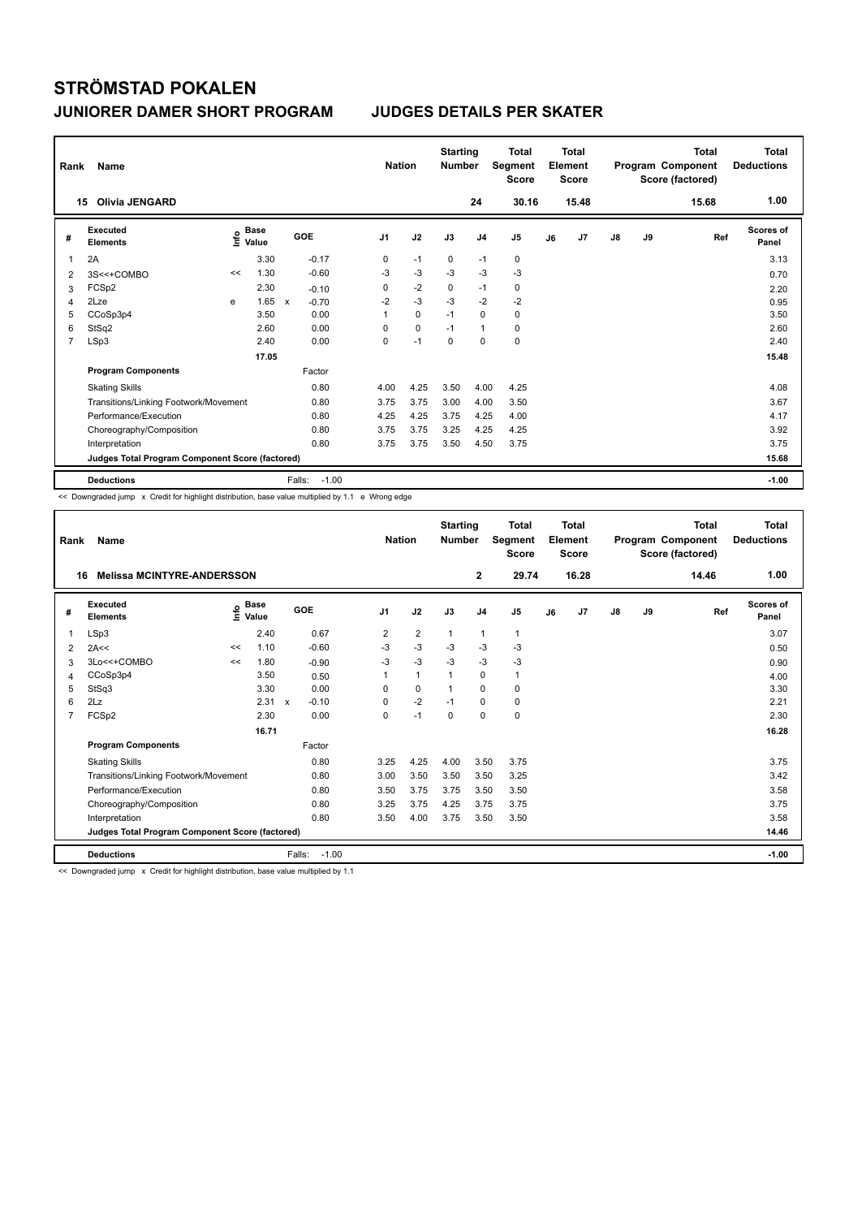# STRÖMSTAD POKALEN

## JUNIORER DAMER SHORT PROGRAM JUDGES DETAILS PER SKATER

| Rank | Name | Nation | Starting Number | Total Segment Score | Total Element Score | Total Program Component Score (factored) | Total Deductions |
|---|---|---|---|---|---|---|---|
| 15 | Olivia JENGARD | | 24 | 30.16 | 15.48 | 15.68 | 1.00 |

| # | Executed Elements | Info | Base Value | | GOE | J1 | J2 | J3 | J4 | J5 | J6 | J7 | J8 | J9 | Ref | Scores of Panel |
|---|---|---|---|---|---|---|---|---|---|---|---|---|---|---|---|---|
| 1 | 2A | | 3.30 | | -0.17 | 0 | -1 | 0 | -1 | 0 | | | | | | 3.13 |
| 2 | 3S<<+COMBO | << | 1.30 | | -0.60 | -3 | -3 | -3 | -3 | -3 | | | | | | 0.70 |
| 3 | FCSp2 | | 2.30 | | -0.10 | 0 | -2 | 0 | -1 | 0 | | | | | | 2.20 |
| 4 | 2Lze | e | 1.65 | x | -0.70 | -2 | -3 | -3 | -2 | -2 | | | | | | 0.95 |
| 5 | CCoSp3p4 | | 3.50 | | 0.00 | 1 | 0 | -1 | 0 | 0 | | | | | | 3.50 |
| 6 | StSq2 | | 2.60 | | 0.00 | 0 | 0 | -1 | 1 | 0 | | | | | | 2.60 |
| 7 | LSp3 | | 2.40 | | 0.00 | 0 | -1 | 0 | 0 | 0 | | | | | | 2.40 |
| | | | 17.05 | | | | | | | | | | | | | 15.48 |
| | **Program Components** | | | | Factor | | | | | | | | | | | |
| | Skating Skills | | | | 0.80 | 4.00 | 4.25 | 3.50 | 4.00 | 4.25 | | | | | | 4.08 |
| | Transitions/Linking Footwork/Movement | | | | 0.80 | 3.75 | 3.75 | 3.00 | 4.00 | 3.50 | | | | | | 3.67 |
| | Performance/Execution | | | | 0.80 | 4.25 | 4.25 | 3.75 | 4.25 | 4.00 | | | | | | 4.17 |
| | Choreography/Composition | | | | 0.80 | 3.75 | 3.75 | 3.25 | 4.25 | 4.25 | | | | | | 3.92 |
| | Interpretation | | | | 0.80 | 3.75 | 3.75 | 3.50 | 4.50 | 3.75 | | | | | | 3.75 |
| | **Judges Total Program Component Score (factored)** | | | | | | | | | | | | | | | 15.68 |
| | **Deductions** | | | | Falls: -1.00 | | | | | | | | | | | -1.00 |

<< Downgraded jump x Credit for highlight distribution, base value multiplied by 1.1 e Wrong edge

| Rank | Name | Nation | Starting Number | Total Segment Score | Total Element Score | Total Program Component Score (factored) | Total Deductions |
|---|---|---|---|---|---|---|---|
| 16 | Melissa MCINTYRE-ANDERSSON | | 2 | 29.74 | 16.28 | 14.46 | 1.00 |

| # | Executed Elements | Info | Base Value | | GOE | J1 | J2 | J3 | J4 | J5 | J6 | J7 | J8 | J9 | Ref | Scores of Panel |
|---|---|---|---|---|---|---|---|---|---|---|---|---|---|---|---|---|
| 1 | LSp3 | | 2.40 | | 0.67 | 2 | 2 | 1 | 1 | 1 | | | | | | 3.07 |
| 2 | 2A<< | << | 1.10 | | -0.60 | -3 | -3 | -3 | -3 | -3 | | | | | | 0.50 |
| 3 | 3Lo<<+COMBO | << | 1.80 | | -0.90 | -3 | -3 | -3 | -3 | -3 | | | | | | 0.90 |
| 4 | CCoSp3p4 | | 3.50 | | 0.50 | 1 | 1 | 1 | 0 | 1 | | | | | | 4.00 |
| 5 | StSq3 | | 3.30 | | 0.00 | 0 | 0 | 1 | 0 | 0 | | | | | | 3.30 |
| 6 | 2Lz | | 2.31 | x | -0.10 | 0 | -2 | -1 | 0 | 0 | | | | | | 2.21 |
| 7 | FCSp2 | | 2.30 | | 0.00 | 0 | -1 | 0 | 0 | 0 | | | | | | 2.30 |
| | | | 16.71 | | | | | | | | | | | | | 16.28 |
| | **Program Components** | | | | Factor | | | | | | | | | | | |
| | Skating Skills | | | | 0.80 | 3.25 | 4.25 | 4.00 | 3.50 | 3.75 | | | | | | 3.75 |
| | Transitions/Linking Footwork/Movement | | | | 0.80 | 3.00 | 3.50 | 3.50 | 3.50 | 3.25 | | | | | | 3.42 |
| | Performance/Execution | | | | 0.80 | 3.50 | 3.75 | 3.75 | 3.50 | 3.50 | | | | | | 3.58 |
| | Choreography/Composition | | | | 0.80 | 3.25 | 3.75 | 4.25 | 3.75 | 3.75 | | | | | | 3.75 |
| | Interpretation | | | | 0.80 | 3.50 | 4.00 | 3.75 | 3.50 | 3.50 | | | | | | 3.58 |
| | **Judges Total Program Component Score (factored)** | | | | | | | | | | | | | | | 14.46 |
| | **Deductions** | | | | Falls: -1.00 | | | | | | | | | | | -1.00 |

<< Downgraded jump x Credit for highlight distribution, base value multiplied by 1.1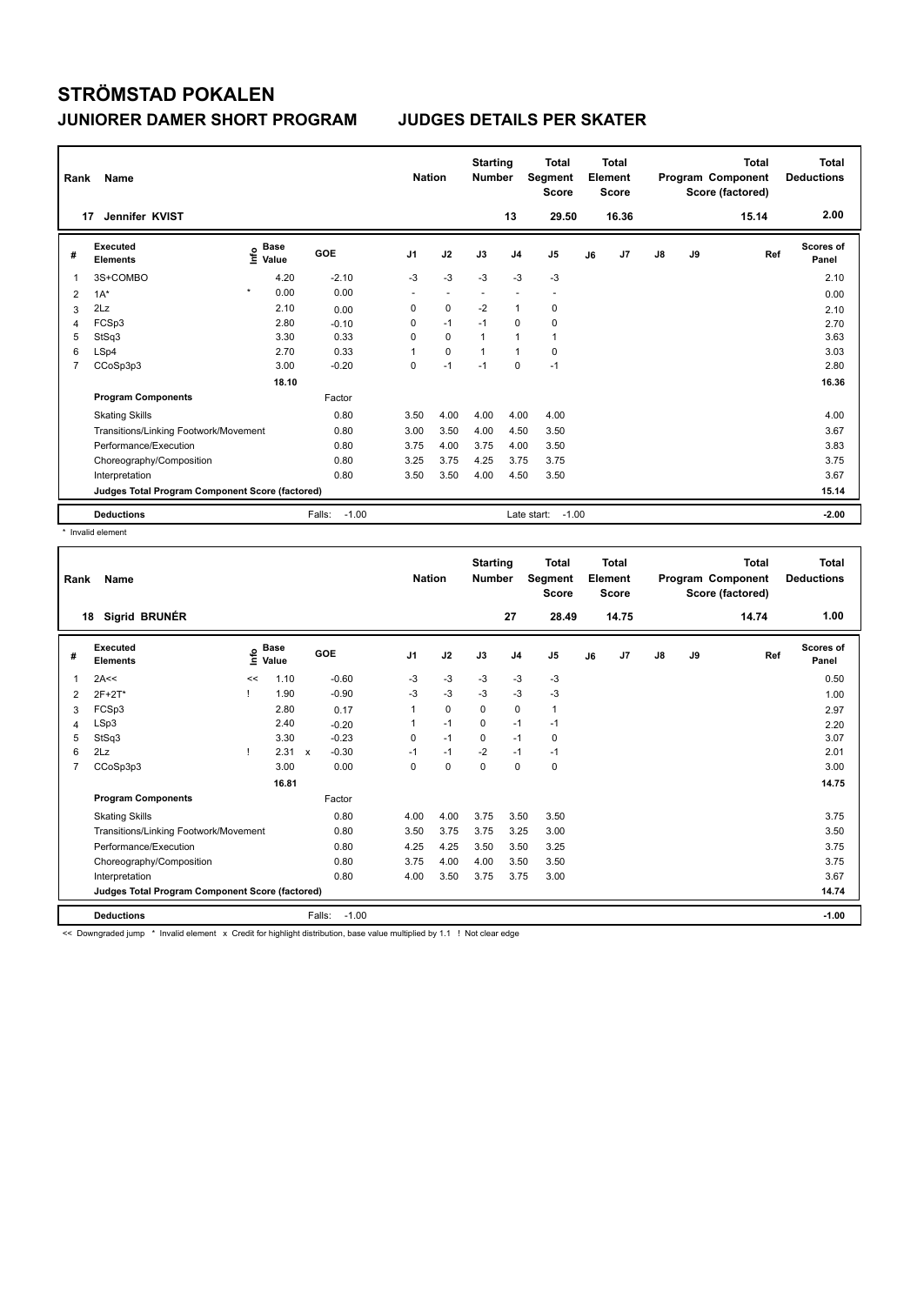# STRÖMSTAD POKALEN

## JUNIORER DAMER SHORT PROGRAM — JUDGES DETAILS PER SKATER

| Rank | Name | Nation | Starting Number | Total Segment Score | Total Element Score | Total Program Component Score (factored) | Total Deductions |
|---|---|---|---|---|---|---|---|
| 17 | Jennifer KVIST | | 13 | 29.50 | 16.36 | 15.14 | 2.00 |

| # | Executed Elements | Info | Base Value | | GOE | J1 | J2 | J3 | J4 | J5 | J6 | J7 | J8 | J9 | Ref | Scores of Panel |
|---|---|---|---|---|---|---|---|---|---|---|---|---|---|---|---|---|
| 1 | 3S+COMBO | | 4.20 | | -2.10 | -3 | -3 | -3 | -3 | -3 | | | | | | 2.10 |
| 2 | 1A* | * | 0.00 | | 0.00 | - | - | - | - | - | | | | | | 0.00 |
| 3 | 2Lz | | 2.10 | | 0.00 | 0 | 0 | -2 | 1 | 0 | | | | | | 2.10 |
| 4 | FCSp3 | | 2.80 | | -0.10 | 0 | -1 | -1 | 0 | 0 | | | | | | 2.70 |
| 5 | StSq3 | | 3.30 | | 0.33 | 0 | 0 | 1 | 1 | 1 | | | | | | 3.63 |
| 6 | LSp4 | | 2.70 | | 0.33 | 1 | 0 | 1 | 1 | 0 | | | | | | 3.03 |
| 7 | CCoSp3p3 | | 3.00 | | -0.20 | 0 | -1 | -1 | 0 | -1 | | | | | | 2.80 |
| | | | 18.10 | | | | | | | | | | | | | 16.36 |
| | **Program Components** | | | | Factor | | | | | | | | | | | |
| | Skating Skills | | | | 0.80 | 3.50 | 4.00 | 4.00 | 4.00 | 4.00 | | | | | | 4.00 |
| | Transitions/Linking Footwork/Movement | | | | 0.80 | 3.00 | 3.50 | 4.00 | 4.50 | 3.50 | | | | | | 3.67 |
| | Performance/Execution | | | | 0.80 | 3.75 | 4.00 | 3.75 | 4.00 | 3.50 | | | | | | 3.83 |
| | Choreography/Composition | | | | 0.80 | 3.25 | 3.75 | 4.25 | 3.75 | 3.75 | | | | | | 3.75 |
| | Interpretation | | | | 0.80 | 3.50 | 3.50 | 4.00 | 4.50 | 3.50 | | | | | | 3.67 |
| | **Judges Total Program Component Score (factored)** | | | | | | | | | | | | | | | 15.14 |
| | **Deductions** | | | | Falls: -1.00 | | | | Late start: -1.00 | | | | | | | -2.00 |

\* Invalid element

| Rank | Name | Nation | Starting Number | Total Segment Score | Total Element Score | Total Program Component Score (factored) | Total Deductions |
|---|---|---|---|---|---|---|---|
| 18 | Sigrid BRUNÉR | | 27 | 28.49 | 14.75 | 14.74 | 1.00 |

| # | Executed Elements | Info | Base Value | | GOE | J1 | J2 | J3 | J4 | J5 | J6 | J7 | J8 | J9 | Ref | Scores of Panel |
|---|---|---|---|---|---|---|---|---|---|---|---|---|---|---|---|---|
| 1 | 2A<< | << | 1.10 | | -0.60 | -3 | -3 | -3 | -3 | -3 | | | | | | 0.50 |
| 2 | 2F+2T* | ! | 1.90 | | -0.90 | -3 | -3 | -3 | -3 | -3 | | | | | | 1.00 |
| 3 | FCSp3 | | 2.80 | | 0.17 | 1 | 0 | 0 | 0 | 1 | | | | | | 2.97 |
| 4 | LSp3 | | 2.40 | | -0.20 | 1 | -1 | 0 | -1 | -1 | | | | | | 2.20 |
| 5 | StSq3 | | 3.30 | | -0.23 | 0 | -1 | 0 | -1 | 0 | | | | | | 3.07 |
| 6 | 2Lz | ! | 2.31 | x | -0.30 | -1 | -1 | -2 | -1 | -1 | | | | | | 2.01 |
| 7 | CCoSp3p3 | | 3.00 | | 0.00 | 0 | 0 | 0 | 0 | 0 | | | | | | 3.00 |
| | | | 16.81 | | | | | | | | | | | | | 14.75 |
| | **Program Components** | | | | Factor | | | | | | | | | | | |
| | Skating Skills | | | | 0.80 | 4.00 | 4.00 | 3.75 | 3.50 | 3.50 | | | | | | 3.75 |
| | Transitions/Linking Footwork/Movement | | | | 0.80 | 3.50 | 3.75 | 3.75 | 3.25 | 3.00 | | | | | | 3.50 |
| | Performance/Execution | | | | 0.80 | 4.25 | 4.25 | 3.50 | 3.50 | 3.25 | | | | | | 3.75 |
| | Choreography/Composition | | | | 0.80 | 3.75 | 4.00 | 4.00 | 3.50 | 3.50 | | | | | | 3.75 |
| | Interpretation | | | | 0.80 | 4.00 | 3.50 | 3.75 | 3.75 | 3.00 | | | | | | 3.67 |
| | **Judges Total Program Component Score (factored)** | | | | | | | | | | | | | | | 14.74 |
| | **Deductions** | | | | Falls: -1.00 | | | | | | | | | | | -1.00 |

<< Downgraded jump * Invalid element x Credit for highlight distribution, base value multiplied by 1.1 ! Not clear edge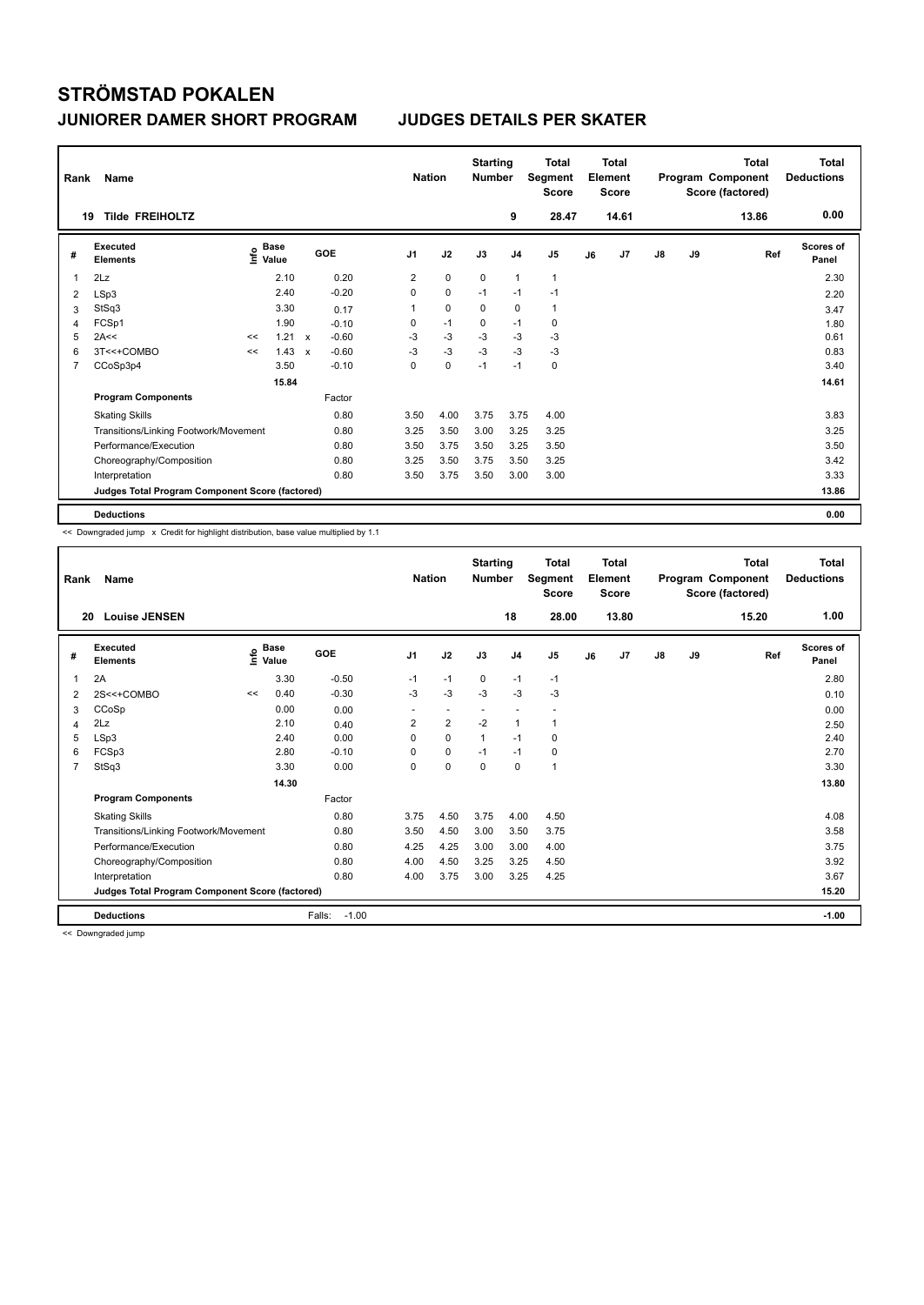# STRÖMSTAD POKALEN

## JUNIORER DAMER SHORT PROGRAM    JUDGES DETAILS PER SKATER

| Rank | Name | Nation | Starting Number | Total Segment Score | Total Element Score | Total Program Component Score (factored) | Total Deductions |
|---|---|---|---|---|---|---|---|
| 19 | Tilde FREIHOLTZ | | 9 | 28.47 | 14.61 | 13.86 | 0.00 |

| # | Executed Elements | Info | Base Value | | GOE | J1 | J2 | J3 | J4 | J5 | J6 | J7 | J8 | J9 | Ref | Scores of Panel |
|---|---|---|---|---|---|---|---|---|---|---|---|---|---|---|---|---|
| 1 | 2Lz | | 2.10 | | 0.20 | 2 | 0 | 0 | 1 | 1 | | | | | | 2.30 |
| 2 | LSp3 | | 2.40 | | -0.20 | 0 | 0 | -1 | -1 | -1 | | | | | | 2.20 |
| 3 | StSq3 | | 3.30 | | 0.17 | 1 | 0 | 0 | 0 | 1 | | | | | | 3.47 |
| 4 | FCSp1 | | 1.90 | | -0.10 | 0 | -1 | 0 | -1 | 0 | | | | | | 1.80 |
| 5 | 2A<< | << | 1.21 | x | -0.60 | -3 | -3 | -3 | -3 | -3 | | | | | | 0.61 |
| 6 | 3T<<+COMBO | << | 1.43 | x | -0.60 | -3 | -3 | -3 | -3 | -3 | | | | | | 0.83 |
| 7 | CCoSp3p4 | | 3.50 | | -0.10 | 0 | 0 | -1 | -1 | 0 | | | | | | 3.40 |
| | | | 15.84 | | | | | | | | | | | | | 14.61 |
| | **Program Components** | | | | Factor | | | | | | | | | | | |
| | Skating Skills | | | | 0.80 | 3.50 | 4.00 | 3.75 | 3.75 | 4.00 | | | | | | 3.83 |
| | Transitions/Linking Footwork/Movement | | | | 0.80 | 3.25 | 3.50 | 3.00 | 3.25 | 3.25 | | | | | | 3.25 |
| | Performance/Execution | | | | 0.80 | 3.50 | 3.75 | 3.50 | 3.25 | 3.50 | | | | | | 3.50 |
| | Choreography/Composition | | | | 0.80 | 3.25 | 3.50 | 3.75 | 3.50 | 3.25 | | | | | | 3.42 |
| | Interpretation | | | | 0.80 | 3.50 | 3.75 | 3.50 | 3.00 | 3.00 | | | | | | 3.33 |
| | **Judges Total Program Component Score (factored)** | | | | | | | | | | | | | | | 13.86 |
| | **Deductions** | | | | | | | | | | | | | | | 0.00 |

<< Downgraded jump  x Credit for highlight distribution, base value multiplied by 1.1

| Rank | Name | Nation | Starting Number | Total Segment Score | Total Element Score | Total Program Component Score (factored) | Total Deductions |
|---|---|---|---|---|---|---|---|
| 20 | Louise JENSEN | | 18 | 28.00 | 13.80 | 15.20 | 1.00 |

| # | Executed Elements | Info | Base Value | GOE | J1 | J2 | J3 | J4 | J5 | J6 | J7 | J8 | J9 | Ref | Scores of Panel |
|---|---|---|---|---|---|---|---|---|---|---|---|---|---|---|---|
| 1 | 2A | | 3.30 | -0.50 | -1 | -1 | 0 | -1 | -1 | | | | | | 2.80 |
| 2 | 2S<<+COMBO | << | 0.40 | -0.30 | -3 | -3 | -3 | -3 | -3 | | | | | | 0.10 |
| 3 | CCoSp | | 0.00 | 0.00 | - | - | - | - | - | | | | | | 0.00 |
| 4 | 2Lz | | 2.10 | 0.40 | 2 | 2 | -2 | 1 | 1 | | | | | | 2.50 |
| 5 | LSp3 | | 2.40 | 0.00 | 0 | 0 | 1 | -1 | 0 | | | | | | 2.40 |
| 6 | FCSp3 | | 2.80 | -0.10 | 0 | 0 | -1 | -1 | 0 | | | | | | 2.70 |
| 7 | StSq3 | | 3.30 | 0.00 | 0 | 0 | 0 | 0 | 1 | | | | | | 3.30 |
| | | | 14.30 | | | | | | | | | | | | 13.80 |
| | **Program Components** | | | Factor | | | | | | | | | | | |
| | Skating Skills | | | 0.80 | 3.75 | 4.50 | 3.75 | 4.00 | 4.50 | | | | | | 4.08 |
| | Transitions/Linking Footwork/Movement | | | 0.80 | 3.50 | 4.50 | 3.00 | 3.50 | 3.75 | | | | | | 3.58 |
| | Performance/Execution | | | 0.80 | 4.25 | 4.25 | 3.00 | 3.00 | 4.00 | | | | | | 3.75 |
| | Choreography/Composition | | | 0.80 | 4.00 | 4.50 | 3.25 | 3.25 | 4.50 | | | | | | 3.92 |
| | Interpretation | | | 0.80 | 4.00 | 3.75 | 3.00 | 3.25 | 4.25 | | | | | | 3.67 |
| | **Judges Total Program Component Score (factored)** | | | | | | | | | | | | | | 15.20 |
| | **Deductions** | | | Falls: -1.00 | | | | | | | | | | | -1.00 |

<< Downgraded jump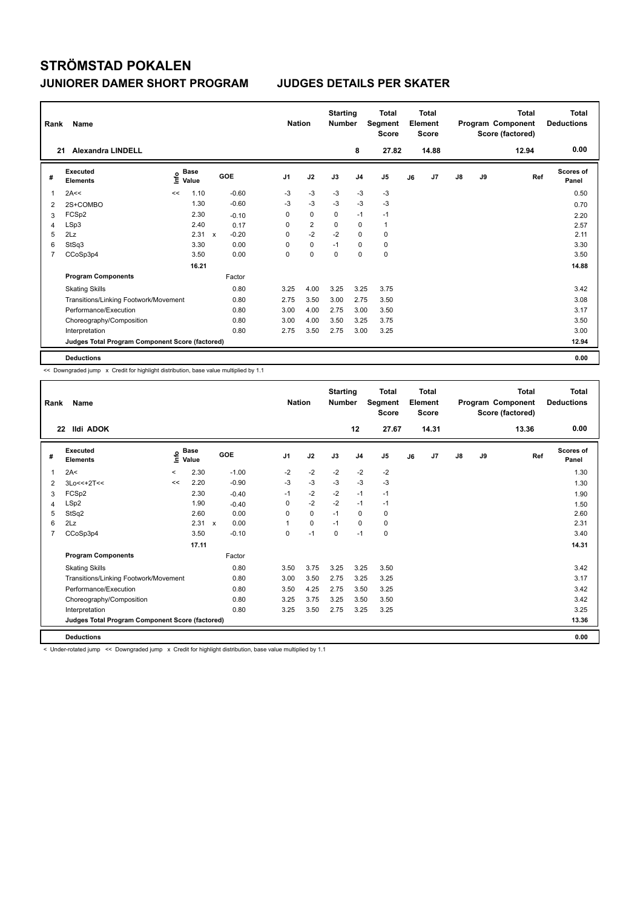# STRÖMSTAD POKALEN

## JUNIORER DAMER SHORT PROGRAM　　　JUDGES DETAILS PER SKATER

| Rank | Name | Nation | Starting Number | Total Segment Score | Total Element Score | Total Program Component Score (factored) | Total Deductions |
|---|---|---|---|---|---|---|---|
| 21 | Alexandra LINDELL | | 8 | 27.82 | 14.88 | 12.94 | 0.00 |

| # | Executed Elements | Info | Base Value | | GOE | J1 | J2 | J3 | J4 | J5 | J6 | J7 | J8 | J9 | Ref | Scores of Panel |
|---|---|---|---|---|---|---|---|---|---|---|---|---|---|---|---|---|
| 1 | 2A<< | << | 1.10 | | -0.60 | -3 | -3 | -3 | -3 | -3 | | | | | | 0.50 |
| 2 | 2S+COMBO | | 1.30 | | -0.60 | -3 | -3 | -3 | -3 | -3 | | | | | | 0.70 |
| 3 | FCSp2 | | 2.30 | | -0.10 | 0 | 0 | 0 | -1 | -1 | | | | | | 2.20 |
| 4 | LSp3 | | 2.40 | | 0.17 | 0 | 2 | 0 | 0 | 1 | | | | | | 2.57 |
| 5 | 2Lz | | 2.31 | x | -0.20 | 0 | -2 | -2 | 0 | 0 | | | | | | 2.11 |
| 6 | StSq3 | | 3.30 | | 0.00 | 0 | 0 | -1 | 0 | 0 | | | | | | 3.30 |
| 7 | CCoSp3p4 | | 3.50 | | 0.00 | 0 | 0 | 0 | 0 | 0 | | | | | | 3.50 |
| | | | 16.21 | | | | | | | | | | | | | 14.88 |
| | **Program Components** | | | | Factor | | | | | | | | | | | |
| | Skating Skills | | | | 0.80 | 3.25 | 4.00 | 3.25 | 3.25 | 3.75 | | | | | | 3.42 |
| | Transitions/Linking Footwork/Movement | | | | 0.80 | 2.75 | 3.50 | 3.00 | 2.75 | 3.50 | | | | | | 3.08 |
| | Performance/Execution | | | | 0.80 | 3.00 | 4.00 | 2.75 | 3.00 | 3.50 | | | | | | 3.17 |
| | Choreography/Composition | | | | 0.80 | 3.00 | 4.00 | 3.50 | 3.25 | 3.75 | | | | | | 3.50 |
| | Interpretation | | | | 0.80 | 2.75 | 3.50 | 2.75 | 3.00 | 3.25 | | | | | | 3.00 |
| | **Judges Total Program Component Score (factored)** | | | | | | | | | | | | | | | 12.94 |
| | **Deductions** | | | | | | | | | | | | | | | 0.00 |

<< Downgraded jump　x Credit for highlight distribution, base value multiplied by 1.1

| Rank | Name | Nation | Starting Number | Total Segment Score | Total Element Score | Total Program Component Score (factored) | Total Deductions |
|---|---|---|---|---|---|---|---|
| 22 | Ildi ADOK | | 12 | 27.67 | 14.31 | 13.36 | 0.00 |

| # | Executed Elements | Info | Base Value | | GOE | J1 | J2 | J3 | J4 | J5 | J6 | J7 | J8 | J9 | Ref | Scores of Panel |
|---|---|---|---|---|---|---|---|---|---|---|---|---|---|---|---|---|
| 1 | 2A< | < | 2.30 | | -1.00 | -2 | -2 | -2 | -2 | -2 | | | | | | 1.30 |
| 2 | 3Lo<<+2T<< | << | 2.20 | | -0.90 | -3 | -3 | -3 | -3 | -3 | | | | | | 1.30 |
| 3 | FCSp2 | | 2.30 | | -0.40 | -1 | -2 | -2 | -1 | -1 | | | | | | 1.90 |
| 4 | LSp2 | | 1.90 | | -0.40 | 0 | -2 | -2 | -1 | -1 | | | | | | 1.50 |
| 5 | StSq2 | | 2.60 | | 0.00 | 0 | 0 | -1 | 0 | 0 | | | | | | 2.60 |
| 6 | 2Lz | | 2.31 | x | 0.00 | 1 | 0 | -1 | 0 | 0 | | | | | | 2.31 |
| 7 | CCoSp3p4 | | 3.50 | | -0.10 | 0 | -1 | 0 | -1 | 0 | | | | | | 3.40 |
| | | | 17.11 | | | | | | | | | | | | | 14.31 |
| | **Program Components** | | | | Factor | | | | | | | | | | | |
| | Skating Skills | | | | 0.80 | 3.50 | 3.75 | 3.25 | 3.25 | 3.50 | | | | | | 3.42 |
| | Transitions/Linking Footwork/Movement | | | | 0.80 | 3.00 | 3.50 | 2.75 | 3.25 | 3.25 | | | | | | 3.17 |
| | Performance/Execution | | | | 0.80 | 3.50 | 4.25 | 2.75 | 3.50 | 3.25 | | | | | | 3.42 |
| | Choreography/Composition | | | | 0.80 | 3.25 | 3.75 | 3.25 | 3.50 | 3.50 | | | | | | 3.42 |
| | Interpretation | | | | 0.80 | 3.25 | 3.50 | 2.75 | 3.25 | 3.25 | | | | | | 3.25 |
| | **Judges Total Program Component Score (factored)** | | | | | | | | | | | | | | | 13.36 |
| | **Deductions** | | | | | | | | | | | | | | | 0.00 |

< Under-rotated jump　<< Downgraded jump　x Credit for highlight distribution, base value multiplied by 1.1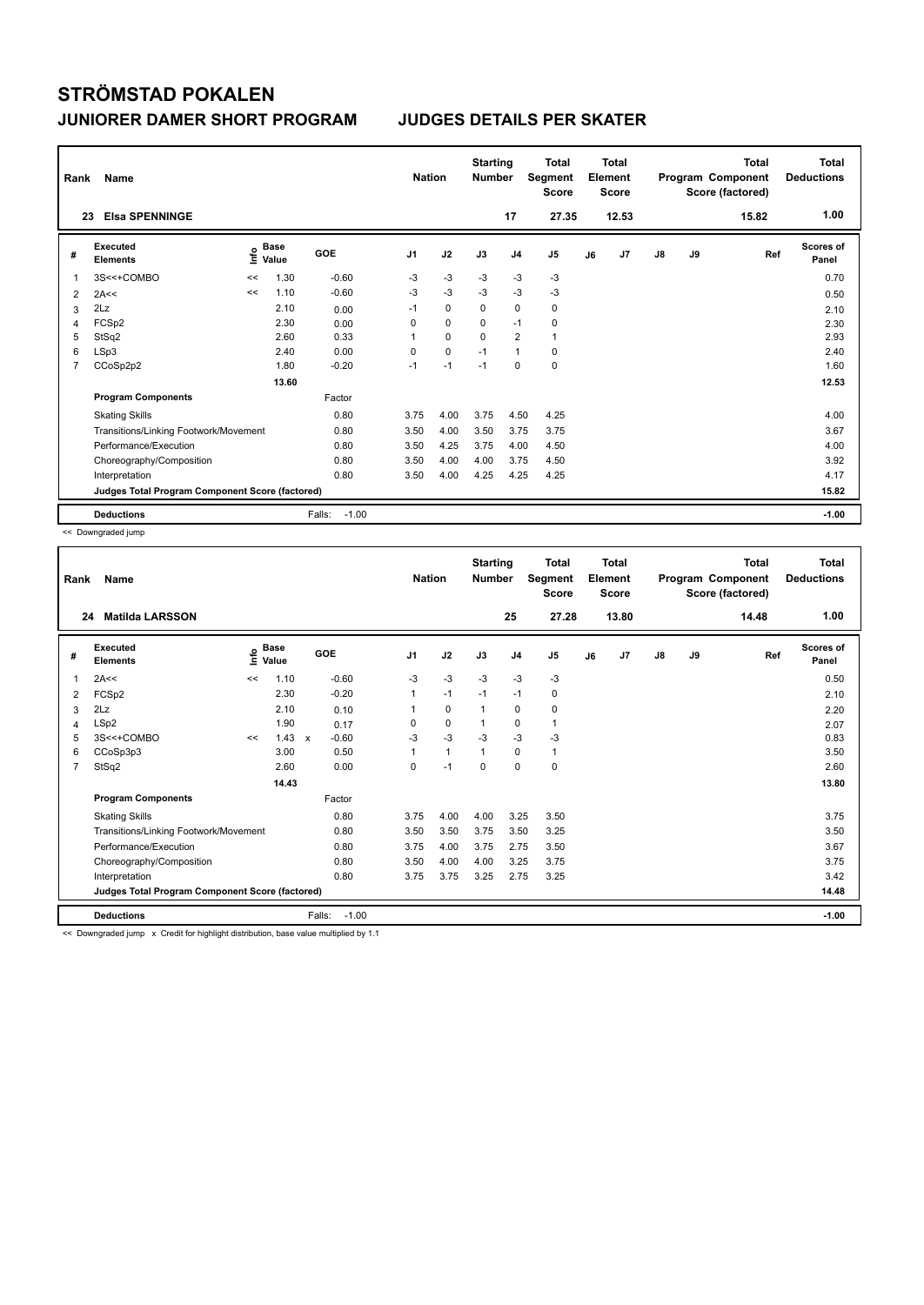# STRÖMSTAD POKALEN

## JUNIORER DAMER SHORT PROGRAM — JUDGES DETAILS PER SKATER

| Rank | Name | Nation | Starting Number | Total Segment Score | Total Element Score | Total Program Component Score (factored) | Total Deductions |
|---|---|---|---|---|---|---|---|
| 23 | Elsa SPENNINGE | | 17 | 27.35 | 12.53 | 15.82 | 1.00 |

| # | Executed Elements | Info | Base Value | GOE | J1 | J2 | J3 | J4 | J5 | J6 | J7 | J8 | J9 | Ref | Scores of Panel |
|---|---|---|---|---|---|---|---|---|---|---|---|---|---|---|---|
| 1 | 3S<<+COMBO | << | 1.30 | -0.60 | -3 | -3 | -3 | -3 | -3 | | | | | | 0.70 |
| 2 | 2A<< | << | 1.10 | -0.60 | -3 | -3 | -3 | -3 | -3 | | | | | | 0.50 |
| 3 | 2Lz | | 2.10 | 0.00 | -1 | 0 | 0 | 0 | 0 | | | | | | 2.10 |
| 4 | FCSp2 | | 2.30 | 0.00 | 0 | 0 | 0 | -1 | 0 | | | | | | 2.30 |
| 5 | StSq2 | | 2.60 | 0.33 | 1 | 0 | 0 | 2 | 1 | | | | | | 2.93 |
| 6 | LSp3 | | 2.40 | 0.00 | 0 | 0 | -1 | 1 | 0 | | | | | | 2.40 |
| 7 | CCoSp2p2 | | 1.80 | -0.20 | -1 | -1 | -1 | 0 | 0 | | | | | | 1.60 |
| | | | 13.60 | | | | | | | | | | | | 12.53 |

| Program Components | Factor | J1 | J2 | J3 | J4 | J5 | J6 | J7 | J8 | J9 | Scores of Panel |
|---|---|---|---|---|---|---|---|---|---|---|---|
| Skating Skills | 0.80 | 3.75 | 4.00 | 3.75 | 4.50 | 4.25 | | | | | 4.00 |
| Transitions/Linking Footwork/Movement | 0.80 | 3.50 | 4.00 | 3.50 | 3.75 | 3.75 | | | | | 3.67 |
| Performance/Execution | 0.80 | 3.50 | 4.25 | 3.75 | 4.00 | 4.50 | | | | | 4.00 |
| Choreography/Composition | 0.80 | 3.50 | 4.00 | 4.00 | 3.75 | 4.50 | | | | | 3.92 |
| Interpretation | 0.80 | 3.50 | 4.00 | 4.25 | 4.25 | 4.25 | | | | | 4.17 |
| Judges Total Program Component Score (factored) | | | | | | | | | | | 15.82 |
| Deductions | Falls: -1.00 | | | | | | | | | | -1.00 |

<< Downgraded jump

| Rank | Name | Nation | Starting Number | Total Segment Score | Total Element Score | Total Program Component Score (factored) | Total Deductions |
|---|---|---|---|---|---|---|---|
| 24 | Matilda LARSSON | | 25 | 27.28 | 13.80 | 14.48 | 1.00 |

| # | Executed Elements | Info | Base Value | GOE | J1 | J2 | J3 | J4 | J5 | J6 | J7 | J8 | J9 | Ref | Scores of Panel |
|---|---|---|---|---|---|---|---|---|---|---|---|---|---|---|---|
| 1 | 2A<< | << | 1.10 | -0.60 | -3 | -3 | -3 | -3 | -3 | | | | | | 0.50 |
| 2 | FCSp2 | | 2.30 | -0.20 | 1 | -1 | -1 | -1 | 0 | | | | | | 2.10 |
| 3 | 2Lz | | 2.10 | 0.10 | 1 | 0 | 1 | 0 | 0 | | | | | | 2.20 |
| 4 | LSp2 | | 1.90 | 0.17 | 0 | 0 | 1 | 0 | 1 | | | | | | 2.07 |
| 5 | 3S<<+COMBO | << | 1.43 x | -0.60 | -3 | -3 | -3 | -3 | -3 | | | | | | 0.83 |
| 6 | CCoSp3p3 | | 3.00 | 0.50 | 1 | 1 | 1 | 0 | 1 | | | | | | 3.50 |
| 7 | StSq2 | | 2.60 | 0.00 | 0 | -1 | 0 | 0 | 0 | | | | | | 2.60 |
| | | | 14.43 | | | | | | | | | | | | 13.80 |

| Program Components | Factor | J1 | J2 | J3 | J4 | J5 | J6 | J7 | J8 | J9 | Scores of Panel |
|---|---|---|---|---|---|---|---|---|---|---|---|
| Skating Skills | 0.80 | 3.75 | 4.00 | 4.00 | 3.25 | 3.50 | | | | | 3.75 |
| Transitions/Linking Footwork/Movement | 0.80 | 3.50 | 3.50 | 3.75 | 3.50 | 3.25 | | | | | 3.50 |
| Performance/Execution | 0.80 | 3.75 | 4.00 | 3.75 | 2.75 | 3.50 | | | | | 3.67 |
| Choreography/Composition | 0.80 | 3.50 | 4.00 | 4.00 | 3.25 | 3.75 | | | | | 3.75 |
| Interpretation | 0.80 | 3.75 | 3.75 | 3.25 | 2.75 | 3.25 | | | | | 3.42 |
| Judges Total Program Component Score (factored) | | | | | | | | | | | 14.48 |
| Deductions | Falls: -1.00 | | | | | | | | | | -1.00 |

<< Downgraded jump x Credit for highlight distribution, base value multiplied by 1.1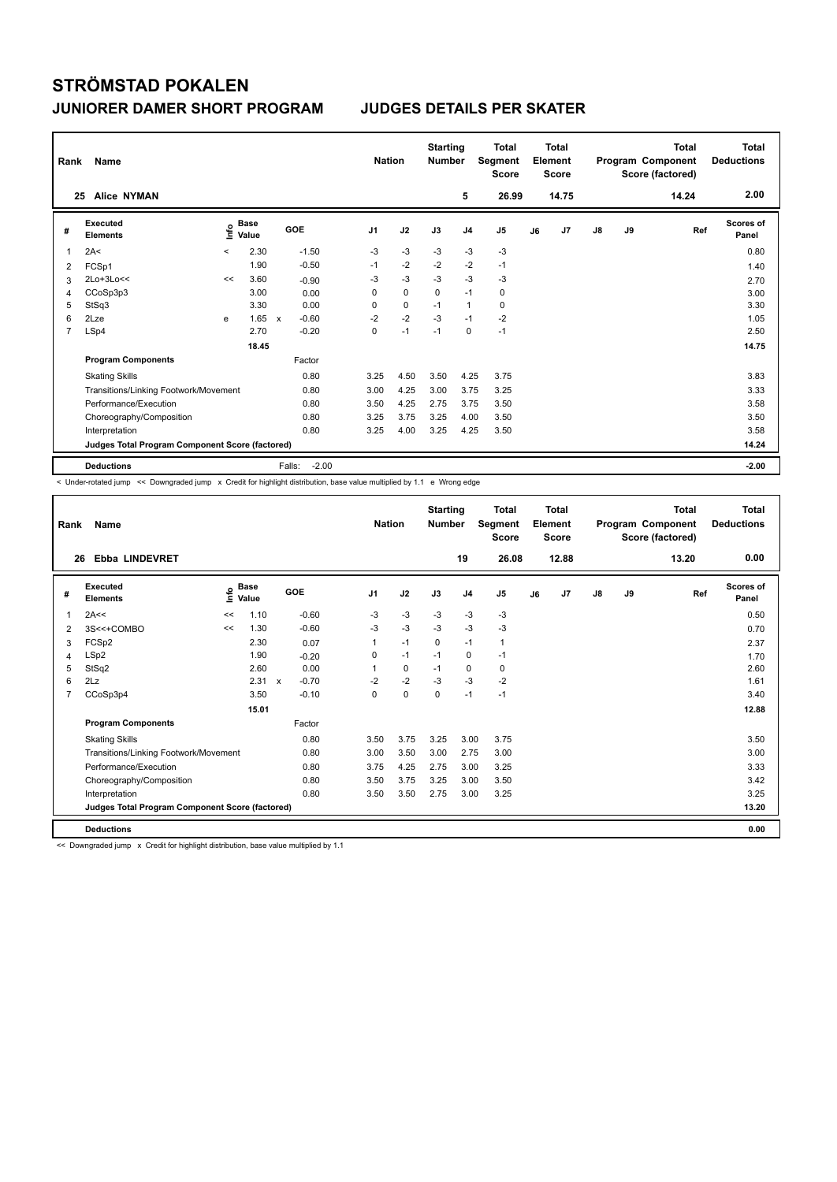# STRÖMSTAD POKALEN

## JUNIORER DAMER SHORT PROGRAM — JUDGES DETAILS PER SKATER

| Rank | Name | Nation | Starting Number | Total Segment Score | Total Element Score | Total Program Component Score (factored) | Total Deductions |
|---|---|---|---|---|---|---|---|
| 25 | Alice NYMAN | | 5 | 26.99 | 14.75 | 14.24 | 2.00 |

| # | Executed Elements | Info | Base Value | | GOE | J1 | J2 | J3 | J4 | J5 | J6 | J7 | J8 | J9 | Ref | Scores of Panel |
|---|---|---|---|---|---|---|---|---|---|---|---|---|---|---|---|---|
| 1 | 2A< | < | 2.30 | | -1.50 | -3 | -3 | -3 | -3 | -3 | | | | | | 0.80 |
| 2 | FCSp1 | | 1.90 | | -0.50 | -1 | -2 | -2 | -2 | -1 | | | | | | 1.40 |
| 3 | 2Lo+3Lo<< | << | 3.60 | | -0.90 | -3 | -3 | -3 | -3 | -3 | | | | | | 2.70 |
| 4 | CCoSp3p3 | | 3.00 | | 0.00 | 0 | 0 | 0 | -1 | 0 | | | | | | 3.00 |
| 5 | StSq3 | | 3.30 | | 0.00 | 0 | 0 | -1 | 1 | 0 | | | | | | 3.30 |
| 6 | 2Lze | e | 1.65 | x | -0.60 | -2 | -2 | -3 | -1 | -2 | | | | | | 1.05 |
| 7 | LSp4 | | 2.70 | | -0.20 | 0 | -1 | -1 | 0 | -1 | | | | | | 2.50 |
| | | | 18.45 | | | | | | | | | | | | | 14.75 |
| | **Program Components** | | | | Factor | | | | | | | | | | | |
| | Skating Skills | | | | 0.80 | 3.25 | 4.50 | 3.50 | 4.25 | 3.75 | | | | | | 3.83 |
| | Transitions/Linking Footwork/Movement | | | | 0.80 | 3.00 | 4.25 | 3.00 | 3.75 | 3.25 | | | | | | 3.33 |
| | Performance/Execution | | | | 0.80 | 3.50 | 4.25 | 2.75 | 3.75 | 3.50 | | | | | | 3.58 |
| | Choreography/Composition | | | | 0.80 | 3.25 | 3.75 | 3.25 | 4.00 | 3.50 | | | | | | 3.50 |
| | Interpretation | | | | 0.80 | 3.25 | 4.00 | 3.25 | 4.25 | 3.50 | | | | | | 3.58 |
| | **Judges Total Program Component Score (factored)** | | | | | | | | | | | | | | | 14.24 |
| | **Deductions** | | | | Falls: -2.00 | | | | | | | | | | | -2.00 |

< Under-rotated jump << Downgraded jump x Credit for highlight distribution, base value multiplied by 1.1 e Wrong edge

| Rank | Name | Nation | Starting Number | Total Segment Score | Total Element Score | Total Program Component Score (factored) | Total Deductions |
|---|---|---|---|---|---|---|---|
| 26 | Ebba LINDEVRET | | 19 | 26.08 | 12.88 | 13.20 | 0.00 |

| # | Executed Elements | Info | Base Value | | GOE | J1 | J2 | J3 | J4 | J5 | J6 | J7 | J8 | J9 | Ref | Scores of Panel |
|---|---|---|---|---|---|---|---|---|---|---|---|---|---|---|---|---|
| 1 | 2A<< | << | 1.10 | | -0.60 | -3 | -3 | -3 | -3 | -3 | | | | | | 0.50 |
| 2 | 3S<<+COMBO | << | 1.30 | | -0.60 | -3 | -3 | -3 | -3 | -3 | | | | | | 0.70 |
| 3 | FCSp2 | | 2.30 | | 0.07 | 1 | -1 | 0 | -1 | 1 | | | | | | 2.37 |
| 4 | LSp2 | | 1.90 | | -0.20 | 0 | -1 | -1 | 0 | -1 | | | | | | 1.70 |
| 5 | StSq2 | | 2.60 | | 0.00 | 1 | 0 | -1 | 0 | 0 | | | | | | 2.60 |
| 6 | 2Lz | | 2.31 | x | -0.70 | -2 | -2 | -3 | -3 | -2 | | | | | | 1.61 |
| 7 | CCoSp3p4 | | 3.50 | | -0.10 | 0 | 0 | 0 | -1 | -1 | | | | | | 3.40 |
| | | | 15.01 | | | | | | | | | | | | | 12.88 |
| | **Program Components** | | | | Factor | | | | | | | | | | | |
| | Skating Skills | | | | 0.80 | 3.50 | 3.75 | 3.25 | 3.00 | 3.75 | | | | | | 3.50 |
| | Transitions/Linking Footwork/Movement | | | | 0.80 | 3.00 | 3.50 | 3.00 | 2.75 | 3.00 | | | | | | 3.00 |
| | Performance/Execution | | | | 0.80 | 3.75 | 4.25 | 2.75 | 3.00 | 3.25 | | | | | | 3.33 |
| | Choreography/Composition | | | | 0.80 | 3.50 | 3.75 | 3.25 | 3.00 | 3.50 | | | | | | 3.42 |
| | Interpretation | | | | 0.80 | 3.50 | 3.50 | 2.75 | 3.00 | 3.25 | | | | | | 3.25 |
| | **Judges Total Program Component Score (factored)** | | | | | | | | | | | | | | | 13.20 |
| | **Deductions** | | | | | | | | | | | | | | | 0.00 |

<< Downgraded jump x Credit for highlight distribution, base value multiplied by 1.1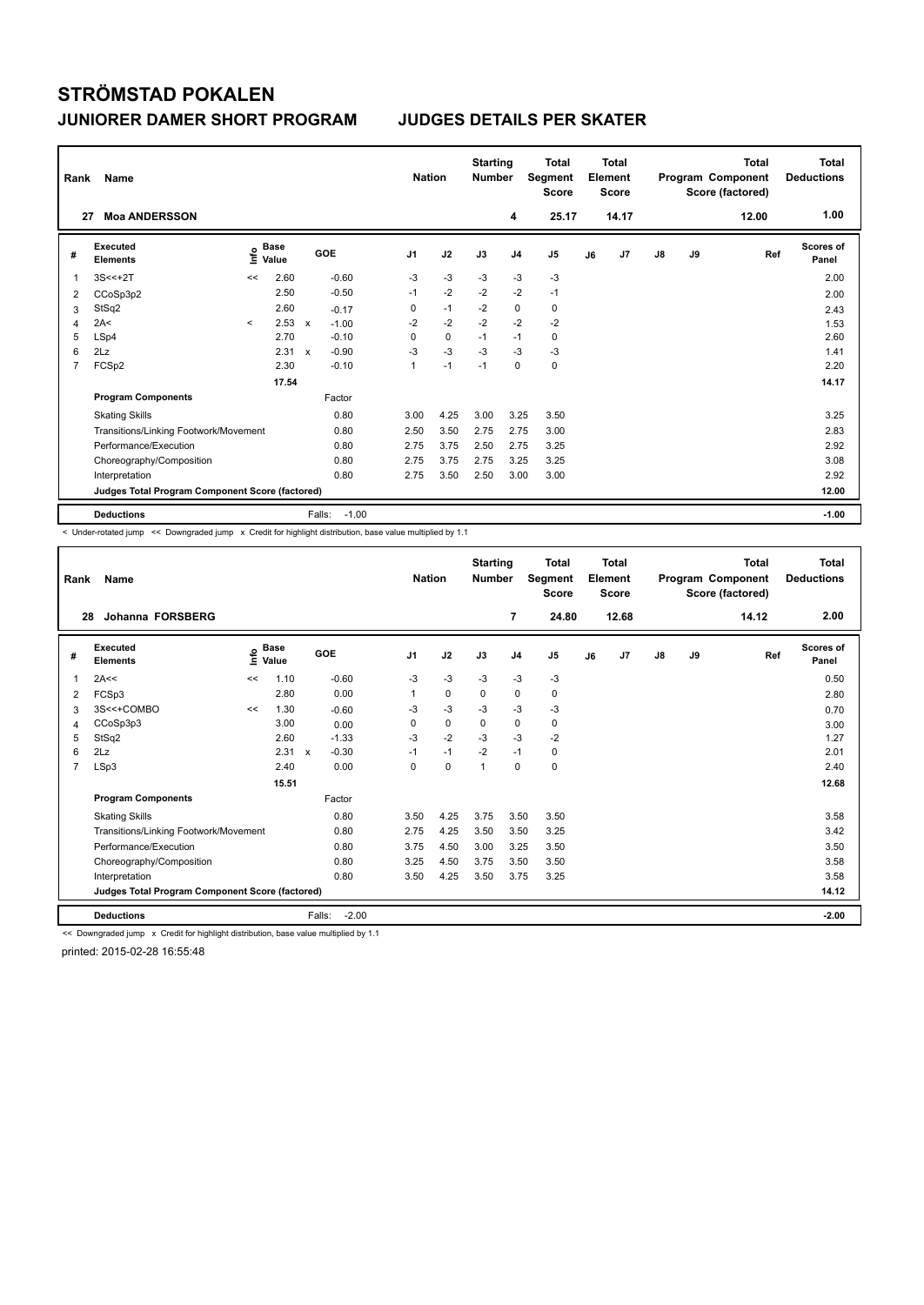# STRÖMSTAD POKALEN

## JUNIORER DAMER SHORT PROGRAM

## JUDGES DETAILS PER SKATER

| Rank | Name | Nation | Starting Number | Total Segment Score | Total Element Score | Total Program Component Score (factored) | Total Deductions |
|---|---|---|---|---|---|---|---|
| 27 | Moa ANDERSSON | | 4 | 25.17 | 14.17 | 12.00 | 1.00 |

| # | Executed Elements | Info | Base Value | | GOE | J1 | J2 | J3 | J4 | J5 | J6 | J7 | J8 | J9 | Ref | Scores of Panel |
|---|---|---|---|---|---|---|---|---|---|---|---|---|---|---|---|---|
| 1 | 3S<<+2T | << | 2.60 | | -0.60 | -3 | -3 | -3 | -3 | -3 | | | | | | 2.00 |
| 2 | CCoSp3p2 | | 2.50 | | -0.50 | -1 | -2 | -2 | -2 | -1 | | | | | | 2.00 |
| 3 | StSq2 | | 2.60 | | -0.17 | 0 | -1 | -2 | 0 | 0 | | | | | | 2.43 |
| 4 | 2A< | < | 2.53 | x | -1.00 | -2 | -2 | -2 | -2 | -2 | | | | | | 1.53 |
| 5 | LSp4 | | 2.70 | | -0.10 | 0 | 0 | -1 | -1 | 0 | | | | | | 2.60 |
| 6 | 2Lz | | 2.31 | x | -0.90 | -3 | -3 | -3 | -3 | -3 | | | | | | 1.41 |
| 7 | FCSp2 | | 2.30 | | -0.10 | 1 | -1 | -1 | 0 | 0 | | | | | | 2.20 |
| | | | 17.54 | | | | | | | | | | | | | 14.17 |
| | Program Components | | | | Factor | | | | | | | | | | | |
| | Skating Skills | | | | 0.80 | 3.00 | 4.25 | 3.00 | 3.25 | 3.50 | | | | | | 3.25 |
| | Transitions/Linking Footwork/Movement | | | | 0.80 | 2.50 | 3.50 | 2.75 | 2.75 | 3.00 | | | | | | 2.83 |
| | Performance/Execution | | | | 0.80 | 2.75 | 3.75 | 2.50 | 2.75 | 3.25 | | | | | | 2.92 |
| | Choreography/Composition | | | | 0.80 | 2.75 | 3.75 | 2.75 | 3.25 | 3.25 | | | | | | 3.08 |
| | Interpretation | | | | 0.80 | 2.75 | 3.50 | 2.50 | 3.00 | 3.00 | | | | | | 2.92 |
| | Judges Total Program Component Score (factored) | | | | | | | | | | | | | | | 12.00 |
| | Deductions | | | | Falls: -1.00 | | | | | | | | | | | -1.00 |

< Under-rotated jump << Downgraded jump x Credit for highlight distribution, base value multiplied by 1.1

| Rank | Name | Nation | Starting Number | Total Segment Score | Total Element Score | Total Program Component Score (factored) | Total Deductions |
|---|---|---|---|---|---|---|---|
| 28 | Johanna FORSBERG | | 7 | 24.80 | 12.68 | 14.12 | 2.00 |

| # | Executed Elements | Info | Base Value | | GOE | J1 | J2 | J3 | J4 | J5 | J6 | J7 | J8 | J9 | Ref | Scores of Panel |
|---|---|---|---|---|---|---|---|---|---|---|---|---|---|---|---|---|
| 1 | 2A<< | << | 1.10 | | -0.60 | -3 | -3 | -3 | -3 | -3 | | | | | | 0.50 |
| 2 | FCSp3 | | 2.80 | | 0.00 | 1 | 0 | 0 | 0 | 0 | | | | | | 2.80 |
| 3 | 3S<<+COMBO | << | 1.30 | | -0.60 | -3 | -3 | -3 | -3 | -3 | | | | | | 0.70 |
| 4 | CCoSp3p3 | | 3.00 | | 0.00 | 0 | 0 | 0 | 0 | 0 | | | | | | 3.00 |
| 5 | StSq2 | | 2.60 | | -1.33 | -3 | -2 | -3 | -3 | -2 | | | | | | 1.27 |
| 6 | 2Lz | | 2.31 | x | -0.30 | -1 | -1 | -2 | -1 | 0 | | | | | | 2.01 |
| 7 | LSp3 | | 2.40 | | 0.00 | 0 | 0 | 1 | 0 | 0 | | | | | | 2.40 |
| | | | 15.51 | | | | | | | | | | | | | 12.68 |
| | Program Components | | | | Factor | | | | | | | | | | | |
| | Skating Skills | | | | 0.80 | 3.50 | 4.25 | 3.75 | 3.50 | 3.50 | | | | | | 3.58 |
| | Transitions/Linking Footwork/Movement | | | | 0.80 | 2.75 | 4.25 | 3.50 | 3.50 | 3.25 | | | | | | 3.42 |
| | Performance/Execution | | | | 0.80 | 3.75 | 4.50 | 3.00 | 3.25 | 3.50 | | | | | | 3.50 |
| | Choreography/Composition | | | | 0.80 | 3.25 | 4.50 | 3.75 | 3.50 | 3.50 | | | | | | 3.58 |
| | Interpretation | | | | 0.80 | 3.50 | 4.25 | 3.50 | 3.75 | 3.25 | | | | | | 3.58 |
| | Judges Total Program Component Score (factored) | | | | | | | | | | | | | | | 14.12 |
| | Deductions | | | | Falls: -2.00 | | | | | | | | | | | -2.00 |

<< Downgraded jump x Credit for highlight distribution, base value multiplied by 1.1

printed: 2015-02-28 16:55:48